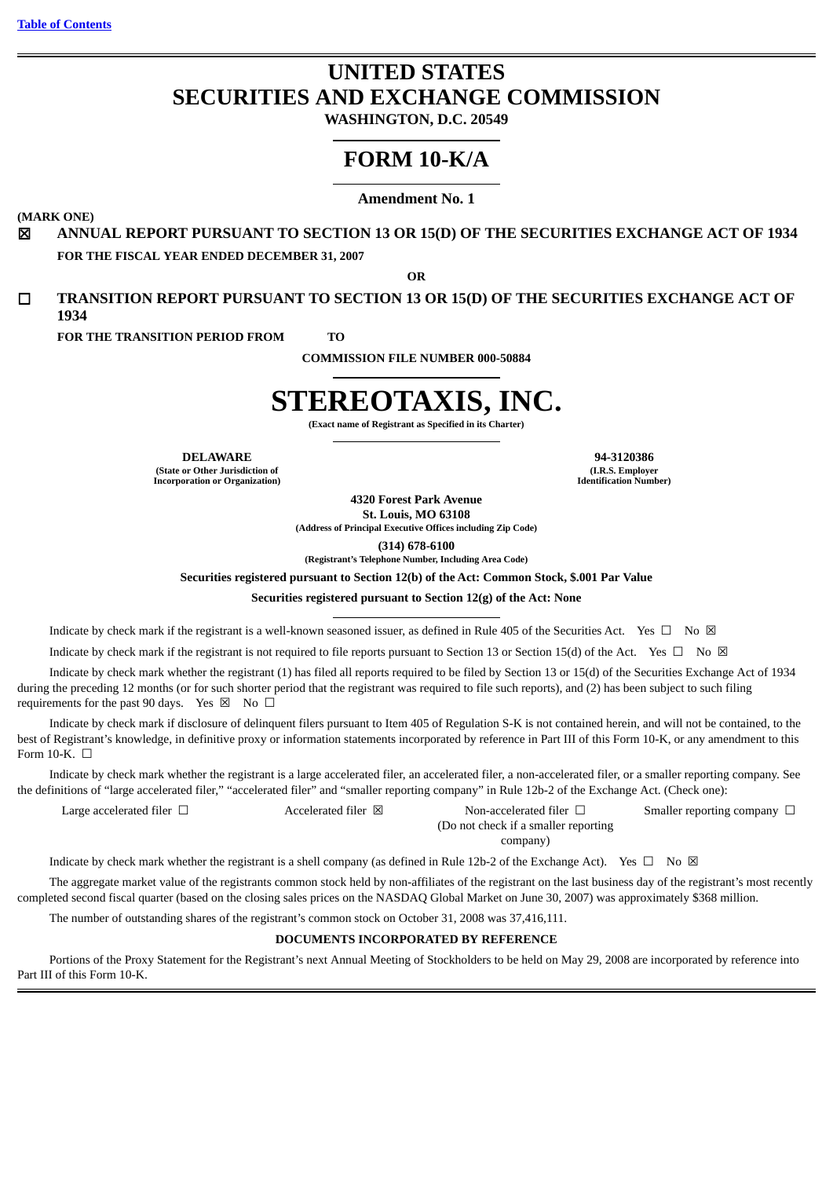[Table of Contents](#)

# UNITED STATES SECURITIES AND EXCHANGE COMMISSION

**WASHINGTON, D.C. 20549**

# FORM 10-K/A

**Amendment No. 1**

**(MARK ONE)**

☒ **ANNUAL REPORT PURSUANT TO SECTION 13 OR 15(D) OF THE SECURITIES EXCHANGE ACT OF 1934**

**FOR THE FISCAL YEAR ENDED DECEMBER 31, 2007**

**OR**

☐ **TRANSITION REPORT PURSUANT TO SECTION 13 OR 15(D) OF THE SECURITIES EXCHANGE ACT OF 1934**

**FOR THE TRANSITION PERIOD FROM TO**

**COMMISSION FILE NUMBER 000-50884**

# STEREOTAXIS, INC.

**(Exact name of Registrant as Specified in its Charter)**

| **DELAWARE** | **94-3120386** |
|---|---|
| **(State or Other Jurisdiction of Incorporation or Organization)** | **(I.R.S. Employer Identification Number)** |

**4320 Forest Park Avenue**
**St. Louis, MO 63108**
**(Address of Principal Executive Offices including Zip Code)**

**(314) 678-6100**
**(Registrant's Telephone Number, Including Area Code)**

**Securities registered pursuant to Section 12(b) of the Act: Common Stock, $.001 Par Value**

**Securities registered pursuant to Section 12(g) of the Act: None**

Indicate by check mark if the registrant is a well-known seasoned issuer, as defined in Rule 405 of the Securities Act. Yes ☐ No ☒

Indicate by check mark if the registrant is not required to file reports pursuant to Section 13 or Section 15(d) of the Act. Yes ☐ No ☒

Indicate by check mark whether the registrant (1) has filed all reports required to be filed by Section 13 or 15(d) of the Securities Exchange Act of 1934 during the preceding 12 months (or for such shorter period that the registrant was required to file such reports), and (2) has been subject to such filing requirements for the past 90 days. Yes ☒ No ☐

Indicate by check mark if disclosure of delinquent filers pursuant to Item 405 of Regulation S-K is not contained herein, and will not be contained, to the best of Registrant's knowledge, in definitive proxy or information statements incorporated by reference in Part III of this Form 10-K, or any amendment to this Form 10-K. ☐

Indicate by check mark whether the registrant is a large accelerated filer, an accelerated filer, a non-accelerated filer, or a smaller reporting company. See the definitions of "large accelerated filer," "accelerated filer" and "smaller reporting company" in Rule 12b-2 of the Exchange Act. (Check one):

| Large accelerated filer ☐ | Accelerated filer ☒ | Non-accelerated filer ☐ (Do not check if a smaller reporting company) | Smaller reporting company ☐ |
|---|---|---|---|

Indicate by check mark whether the registrant is a shell company (as defined in Rule 12b-2 of the Exchange Act). Yes ☐ No ☒

The aggregate market value of the registrants common stock held by non-affiliates of the registrant on the last business day of the registrant's most recently completed second fiscal quarter (based on the closing sales prices on the NASDAQ Global Market on June 30, 2007) was approximately $368 million.

The number of outstanding shares of the registrant's common stock on October 31, 2008 was 37,416,111.

**DOCUMENTS INCORPORATED BY REFERENCE**

Portions of the Proxy Statement for the Registrant's next Annual Meeting of Stockholders to be held on May 29, 2008 are incorporated by reference into Part III of this Form 10-K.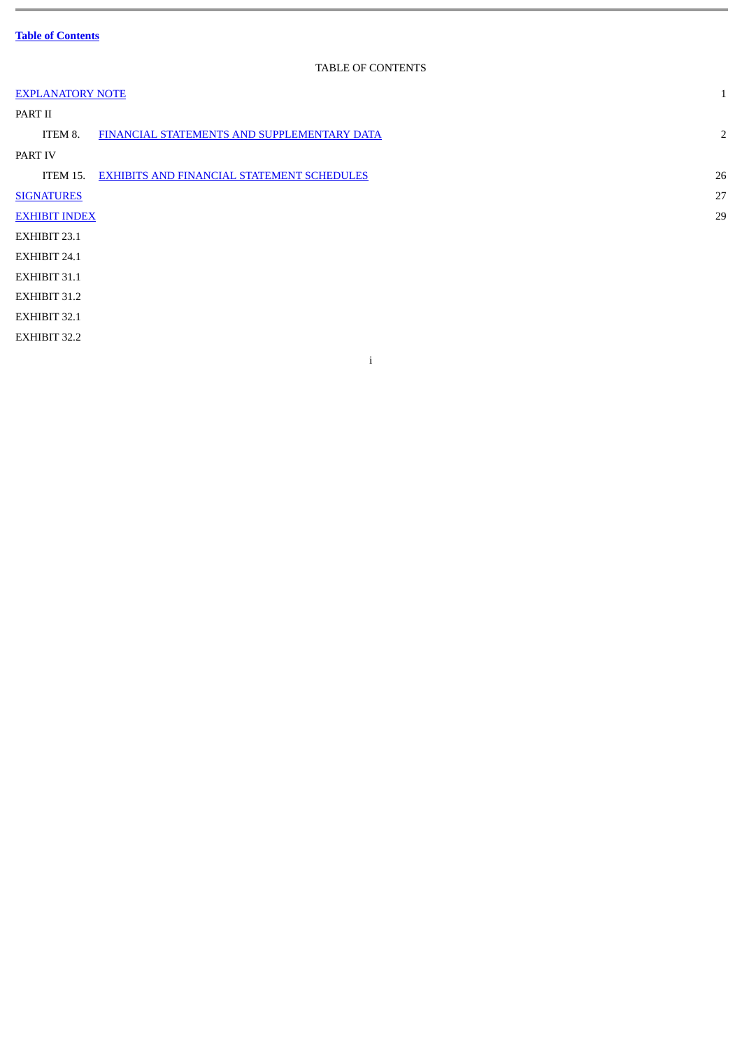**Table of Contents**

TABLE OF CONTENTS

| | | |
|---|---|---|
| EXPLANATORY NOTE | | 1 |
| PART II | | |
| ITEM 8. | FINANCIAL STATEMENTS AND SUPPLEMENTARY DATA | 2 |
| PART IV | | |
| ITEM 15. | EXHIBITS AND FINANCIAL STATEMENT SCHEDULES | 26 |
| SIGNATURES | | 27 |
| EXHIBIT INDEX | | 29 |
| EXHIBIT 23.1 | | |
| EXHIBIT 24.1 | | |
| EXHIBIT 31.1 | | |
| EXHIBIT 31.2 | | |
| EXHIBIT 32.1 | | |
| EXHIBIT 32.2 | | |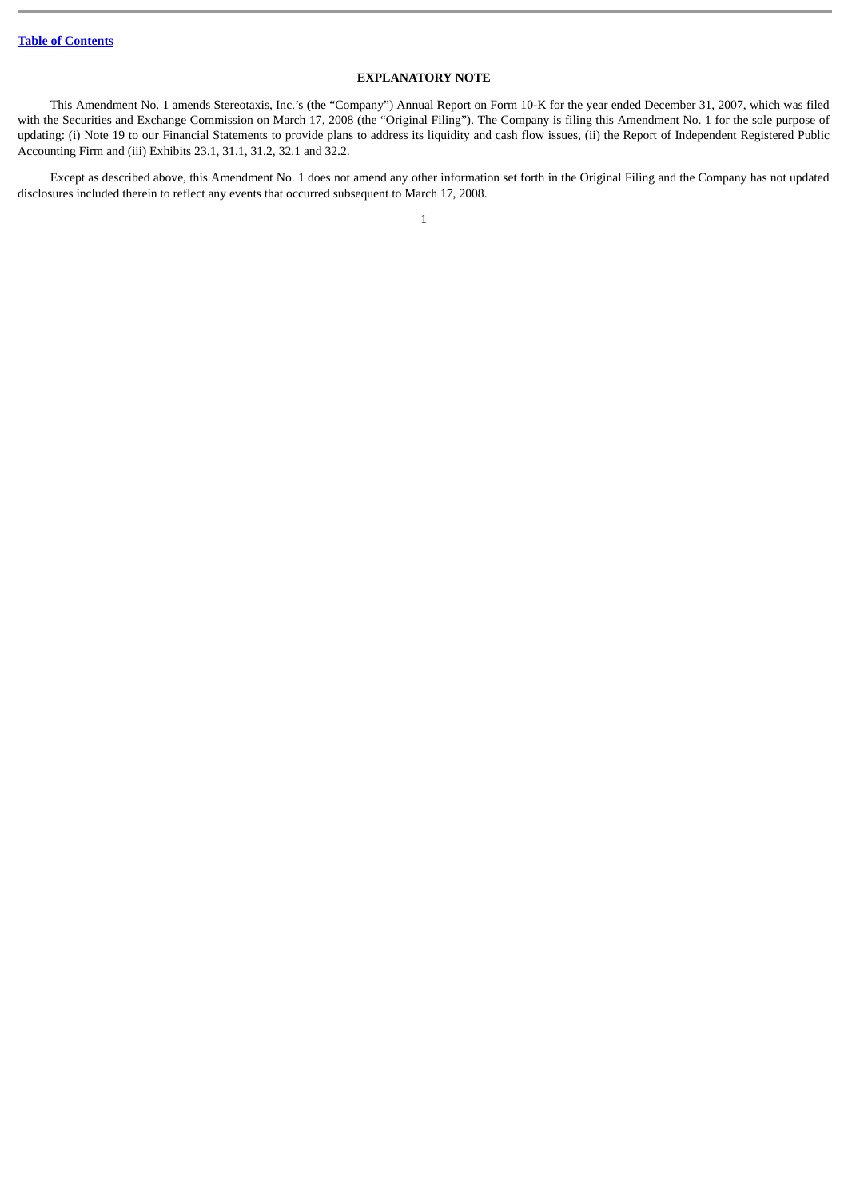[Table of Contents](#)

## EXPLANATORY NOTE

This Amendment No. 1 amends Stereotaxis, Inc.'s (the "Company") Annual Report on Form 10-K for the year ended December 31, 2007, which was filed with the Securities and Exchange Commission on March 17, 2008 (the "Original Filing"). The Company is filing this Amendment No. 1 for the sole purpose of updating: (i) Note 19 to our Financial Statements to provide plans to address its liquidity and cash flow issues, (ii) the Report of Independent Registered Public Accounting Firm and (iii) Exhibits 23.1, 31.1, 31.2, 32.1 and 32.2.

Except as described above, this Amendment No. 1 does not amend any other information set forth in the Original Filing and the Company has not updated disclosures included therein to reflect any events that occurred subsequent to March 17, 2008.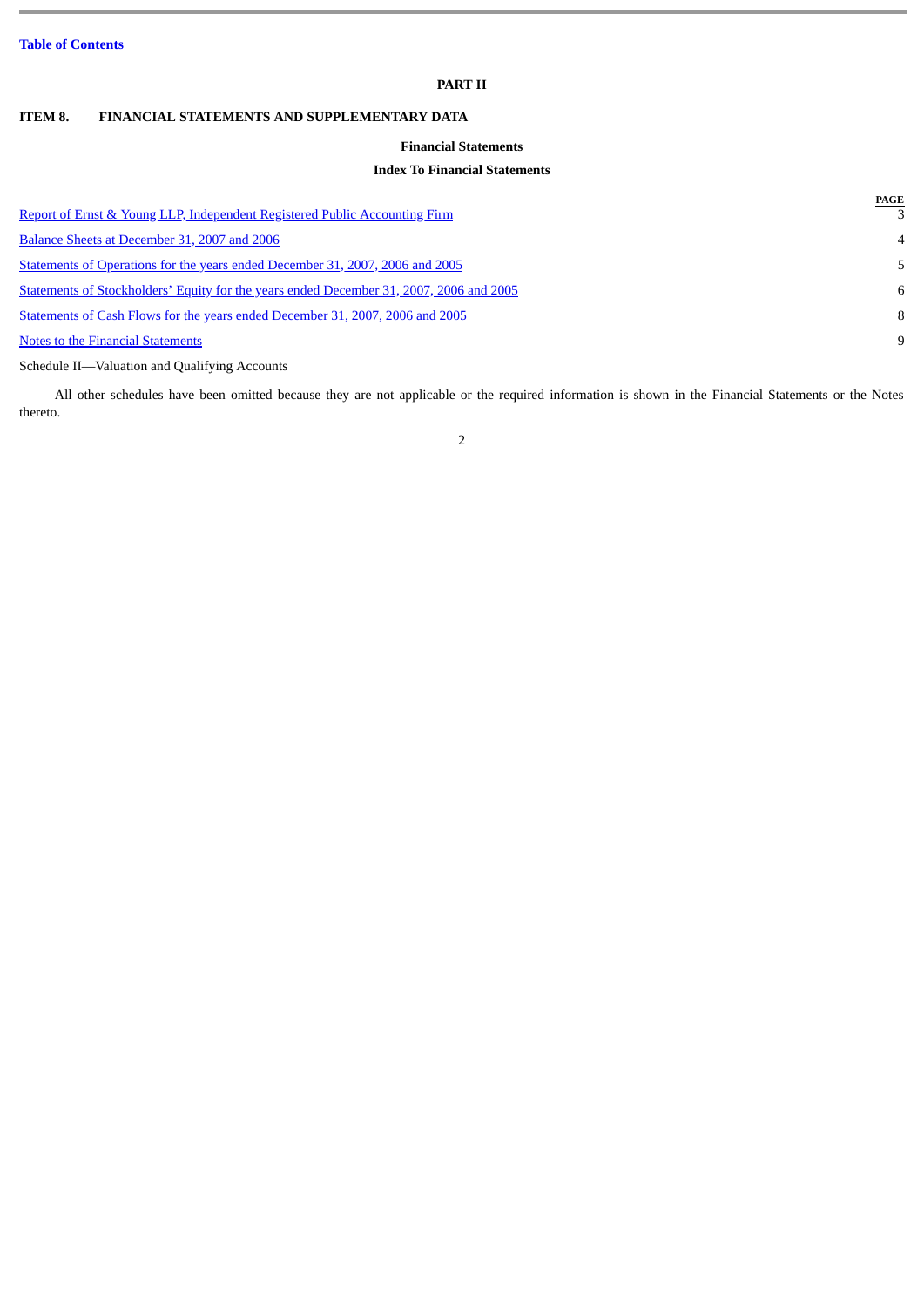Table of Contents

## PART II

## ITEM 8. FINANCIAL STATEMENTS AND SUPPLEMENTARY DATA

### Financial Statements

### Index To Financial Statements

| | PAGE |
|---|---|
| Report of Ernst & Young LLP, Independent Registered Public Accounting Firm | 3 |
| Balance Sheets at December 31, 2007 and 2006 | 4 |
| Statements of Operations for the years ended December 31, 2007, 2006 and 2005 | 5 |
| Statements of Stockholders' Equity for the years ended December 31, 2007, 2006 and 2005 | 6 |
| Statements of Cash Flows for the years ended December 31, 2007, 2006 and 2005 | 8 |
| Notes to the Financial Statements | 9 |
| Schedule II—Valuation and Qualifying Accounts | |

All other schedules have been omitted because they are not applicable or the required information is shown in the Financial Statements or the Notes thereto.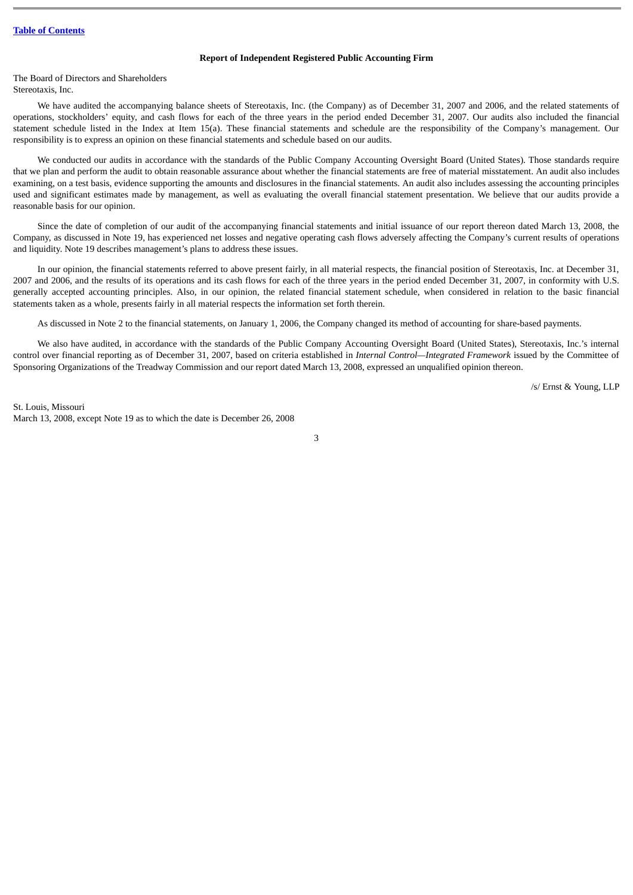### Report of Independent Registered Public Accounting Firm

The Board of Directors and Shareholders
Stereotaxis, Inc.

We have audited the accompanying balance sheets of Stereotaxis, Inc. (the Company) as of December 31, 2007 and 2006, and the related statements of operations, stockholders' equity, and cash flows for each of the three years in the period ended December 31, 2007. Our audits also included the financial statement schedule listed in the Index at Item 15(a). These financial statements and schedule are the responsibility of the Company's management. Our responsibility is to express an opinion on these financial statements and schedule based on our audits.

We conducted our audits in accordance with the standards of the Public Company Accounting Oversight Board (United States). Those standards require that we plan and perform the audit to obtain reasonable assurance about whether the financial statements are free of material misstatement. An audit also includes examining, on a test basis, evidence supporting the amounts and disclosures in the financial statements. An audit also includes assessing the accounting principles used and significant estimates made by management, as well as evaluating the overall financial statement presentation. We believe that our audits provide a reasonable basis for our opinion.

Since the date of completion of our audit of the accompanying financial statements and initial issuance of our report thereon dated March 13, 2008, the Company, as discussed in Note 19, has experienced net losses and negative operating cash flows adversely affecting the Company's current results of operations and liquidity. Note 19 describes management's plans to address these issues.

In our opinion, the financial statements referred to above present fairly, in all material respects, the financial position of Stereotaxis, Inc. at December 31, 2007 and 2006, and the results of its operations and its cash flows for each of the three years in the period ended December 31, 2007, in conformity with U.S. generally accepted accounting principles. Also, in our opinion, the related financial statement schedule, when considered in relation to the basic financial statements taken as a whole, presents fairly in all material respects the information set forth therein.

As discussed in Note 2 to the financial statements, on January 1, 2006, the Company changed its method of accounting for share-based payments.

We also have audited, in accordance with the standards of the Public Company Accounting Oversight Board (United States), Stereotaxis, Inc.'s internal control over financial reporting as of December 31, 2007, based on criteria established in *Internal Control—Integrated Framework* issued by the Committee of Sponsoring Organizations of the Treadway Commission and our report dated March 13, 2008, expressed an unqualified opinion thereon.

/s/ Ernst & Young, LLP

St. Louis, Missouri
March 13, 2008, except Note 19 as to which the date is December 26, 2008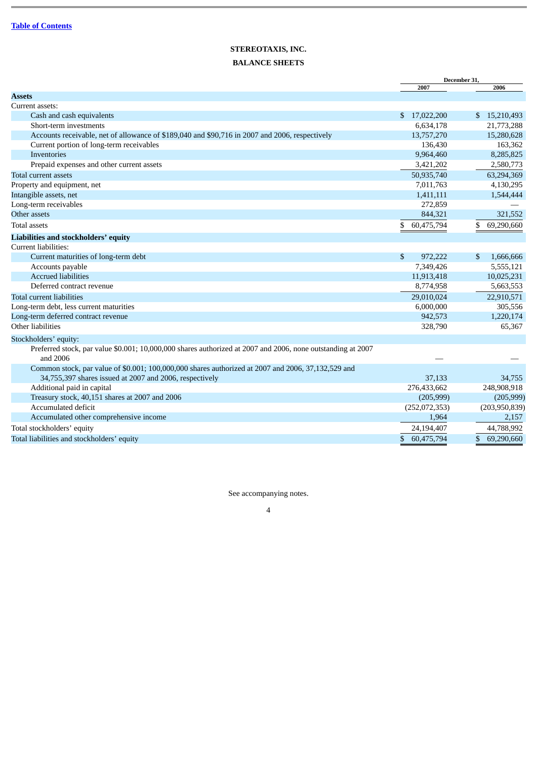[Table of Contents](#)

**STEREOTAXIS, INC.**

**BALANCE SHEETS**

| | December 31, | |
|---|---|---|
| | 2007 | 2006 |
| **Assets** | | |
| Current assets: | | |
| Cash and cash equivalents | $ 17,022,200 | $ 15,210,493 |
| Short-term investments | 6,634,178 | 21,773,288 |
| Accounts receivable, net of allowance of $189,040 and $90,716 in 2007 and 2006, respectively | 13,757,270 | 15,280,628 |
| Current portion of long-term receivables | 136,430 | 163,362 |
| Inventories | 9,964,460 | 8,285,825 |
| Prepaid expenses and other current assets | 3,421,202 | 2,580,773 |
| Total current assets | 50,935,740 | 63,294,369 |
| Property and equipment, net | 7,011,763 | 4,130,295 |
| Intangible assets, net | 1,411,111 | 1,544,444 |
| Long-term receivables | 272,859 | — |
| Other assets | 844,321 | 321,552 |
| Total assets | $ 60,475,794 | $ 69,290,660 |
| **Liabilities and stockholders' equity** | | |
| Current liabilities: | | |
| Current maturities of long-term debt | $ 972,222 | $ 1,666,666 |
| Accounts payable | 7,349,426 | 5,555,121 |
| Accrued liabilities | 11,913,418 | 10,025,231 |
| Deferred contract revenue | 8,774,958 | 5,663,553 |
| Total current liabilities | 29,010,024 | 22,910,571 |
| Long-term debt, less current maturities | 6,000,000 | 305,556 |
| Long-term deferred contract revenue | 942,573 | 1,220,174 |
| Other liabilities | 328,790 | 65,367 |
| Stockholders' equity: | | |
| Preferred stock, par value $0.001; 10,000,000 shares authorized at 2007 and 2006, none outstanding at 2007 and 2006 | — | — |
| Common stock, par value of $0.001; 100,000,000 shares authorized at 2007 and 2006, 37,132,529 and 34,755,397 shares issued at 2007 and 2006, respectively | 37,133 | 34,755 |
| Additional paid in capital | 276,433,662 | 248,908,918 |
| Treasury stock, 40,151 shares at 2007 and 2006 | (205,999) | (205,999) |
| Accumulated deficit | (252,072,353) | (203,950,839) |
| Accumulated other comprehensive income | 1,964 | 2,157 |
| Total stockholders' equity | 24,194,407 | 44,788,992 |
| Total liabilities and stockholders' equity | $ 60,475,794 | $ 69,290,660 |

See accompanying notes.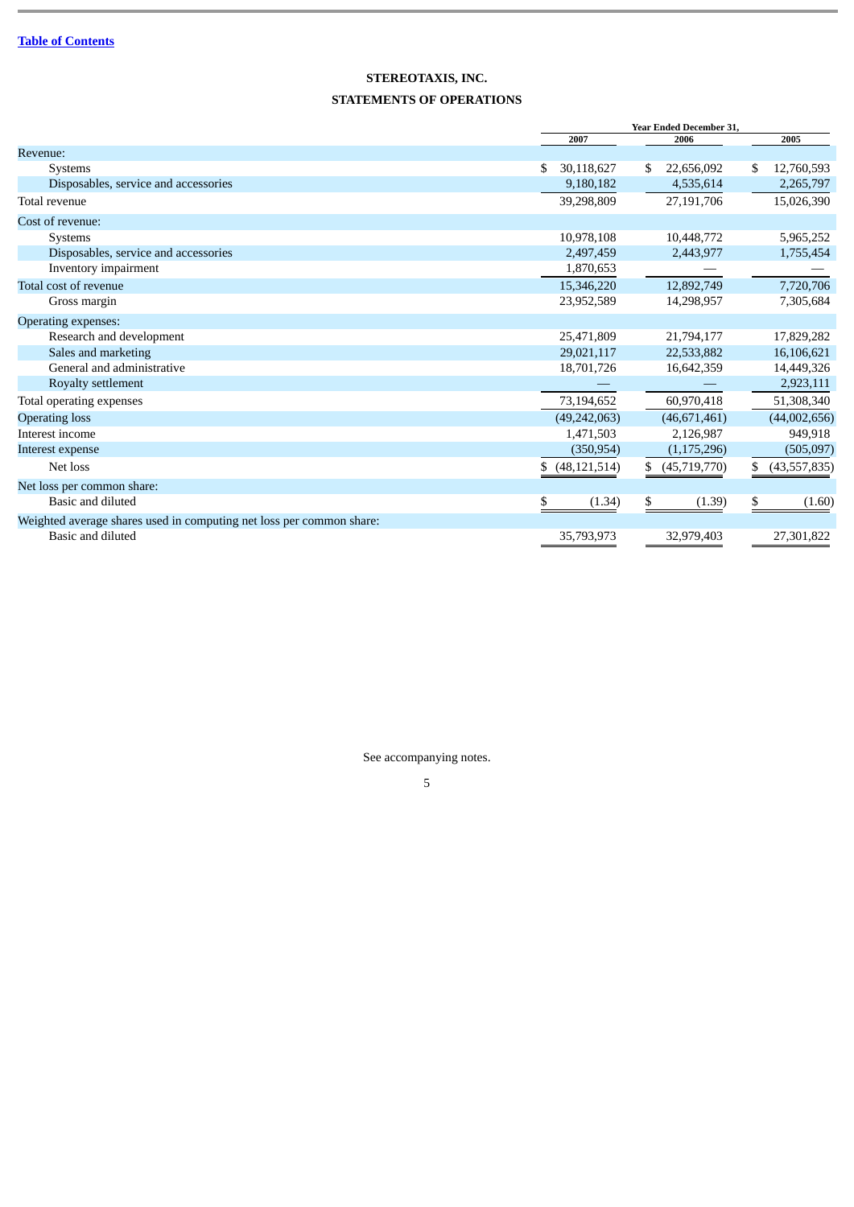[Table of Contents](#)

**STEREOTAXIS, INC.**

**STATEMENTS OF OPERATIONS**

| | Year Ended December 31, | | |
|---|---|---|---|
| | 2007 | 2006 | 2005 |
| Revenue: | | | |
| Systems | $ 30,118,627 | $ 22,656,092 | $ 12,760,593 |
| Disposables, service and accessories | 9,180,182 | 4,535,614 | 2,265,797 |
| Total revenue | 39,298,809 | 27,191,706 | 15,026,390 |
| Cost of revenue: | | | |
| Systems | 10,978,108 | 10,448,772 | 5,965,252 |
| Disposables, service and accessories | 2,497,459 | 2,443,977 | 1,755,454 |
| Inventory impairment | 1,870,653 | — | — |
| Total cost of revenue | 15,346,220 | 12,892,749 | 7,720,706 |
| Gross margin | 23,952,589 | 14,298,957 | 7,305,684 |
| Operating expenses: | | | |
| Research and development | 25,471,809 | 21,794,177 | 17,829,282 |
| Sales and marketing | 29,021,117 | 22,533,882 | 16,106,621 |
| General and administrative | 18,701,726 | 16,642,359 | 14,449,326 |
| Royalty settlement | — | — | 2,923,111 |
| Total operating expenses | 73,194,652 | 60,970,418 | 51,308,340 |
| Operating loss | (49,242,063) | (46,671,461) | (44,002,656) |
| Interest income | 1,471,503 | 2,126,987 | 949,918 |
| Interest expense | (350,954) | (1,175,296) | (505,097) |
| Net loss | $ (48,121,514) | $ (45,719,770) | $ (43,557,835) |
| Net loss per common share: | | | |
| Basic and diluted | $ (1.34) | $ (1.39) | $ (1.60) |
| Weighted average shares used in computing net loss per common share: | | | |
| Basic and diluted | 35,793,973 | 32,979,403 | 27,301,822 |

See accompanying notes.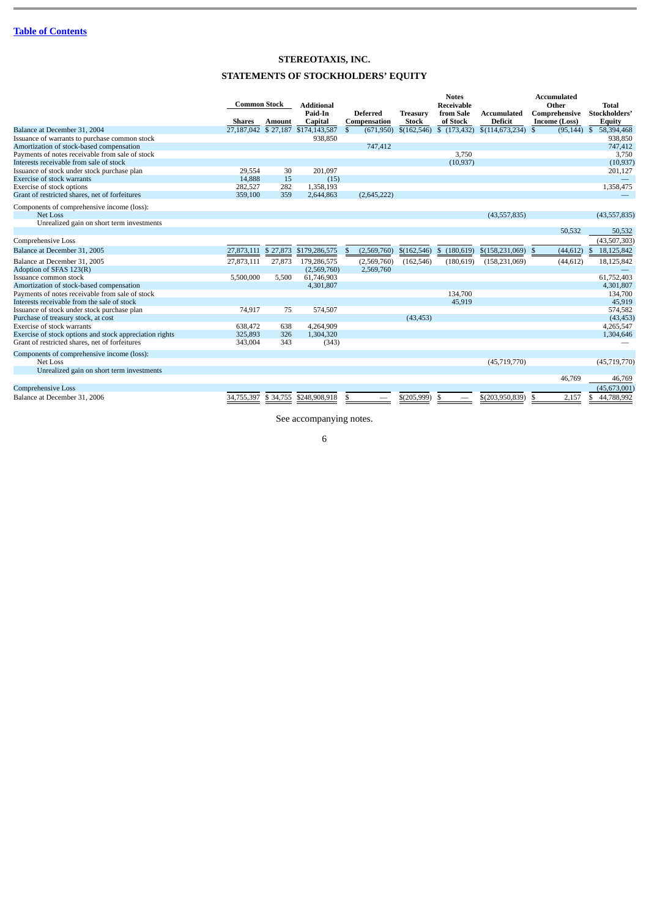[Table of Contents](#)

# STEREOTAXIS, INC.

## STATEMENTS OF STOCKHOLDERS' EQUITY

| | Common Stock | | Additional Paid-In Capital | Deferred Compensation | Treasury Stock | Notes Receivable from Sale of Stock | Accumulated Deficit | Accumulated Other Comprehensive Income (Loss) | Total Stockholders' Equity |
|---|---|---|---|---|---|---|---|---|---|
| | Shares | Amount | | | | | | | |
| Balance at December 31, 2004 | 27,187,042 | $ 27,187 | $174,143,587 | $ (671,950) | $(162,546) | $ (173,432) | $(114,673,234) | $ (95,144) | $ 58,394,468 |
| Issuance of warrants to purchase common stock | | | 938,850 | | | | | | 938,850 |
| Amortization of stock-based compensation | | | | 747,412 | | | | | 747,412 |
| Payments of notes receivable from sale of stock | | | | | | 3,750 | | | 3,750 |
| Interests receivable from sale of stock | | | | | | (10,937) | | | (10,937) |
| Issuance of stock under stock purchase plan | 29,554 | 30 | 201,097 | | | | | | 201,127 |
| Exercise of stock warrants | 14,888 | 15 | (15) | | | | | | — |
| Exercise of stock options | 282,527 | 282 | 1,358,193 | | | | | | 1,358,475 |
| Grant of restricted shares, net of forfeitures | 359,100 | 359 | 2,644,863 | (2,645,222) | | | | | — |
| Components of comprehensive income (loss): | | | | | | | | | |
| Net Loss | | | | | | | (43,557,835) | | (43,557,835) |
| Unrealized gain on short term investments | | | | | | | | 50,532 | 50,532 |
| Comprehensive Loss | | | | | | | | | (43,507,303) |
| Balance at December 31, 2005 | 27,873,111 | $ 27,873 | $179,286,575 | $ (2,569,760) | $(162,546) | $ (180,619) | $(158,231,069) | $ (44,612) | $ 18,125,842 |
| Balance at December 31, 2005 | 27,873,111 | 27,873 | 179,286,575 | (2,569,760) | (162,546) | (180,619) | (158,231,069) | (44,612) | 18,125,842 |
| Adoption of SFAS 123(R) | | | (2,569,760) | 2,569,760 | | | | | — |
| Issuance common stock | 5,500,000 | 5,500 | 61,746,903 | | | | | | 61,752,403 |
| Amortization of stock-based compensation | | | 4,301,807 | | | | | | 4,301,807 |
| Payments of notes receivable from sale of stock | | | | | | 134,700 | | | 134,700 |
| Interests receivable from the sale of stock | | | | | | 45,919 | | | 45,919 |
| Issuance of stock under stock purchase plan | 74,917 | 75 | 574,507 | | | | | | 574,582 |
| Purchase of treasury stock, at cost | | | | | (43,453) | | | | (43,453) |
| Exercise of stock warrants | 638,472 | 638 | 4,264,909 | | | | | | 4,265,547 |
| Exercise of stock options and stock appreciation rights | 325,893 | 326 | 1,304,320 | | | | | | 1,304,646 |
| Grant of restricted shares, net of forfeitures | 343,004 | 343 | (343) | | | | | | — |
| Components of comprehensive income (loss): | | | | | | | | | |
| Net Loss | | | | | | | (45,719,770) | | (45,719,770) |
| Unrealized gain on short term investments | | | | | | | | 46,769 | 46,769 |
| Comprehensive Loss | | | | | | | | | (45,673,001) |
| Balance at December 31, 2006 | 34,755,397 | $ 34,755 | $248,908,918 | $ — | $(205,999) | $ — | $(203,950,839) | $ 2,157 | $ 44,788,992 |

See accompanying notes.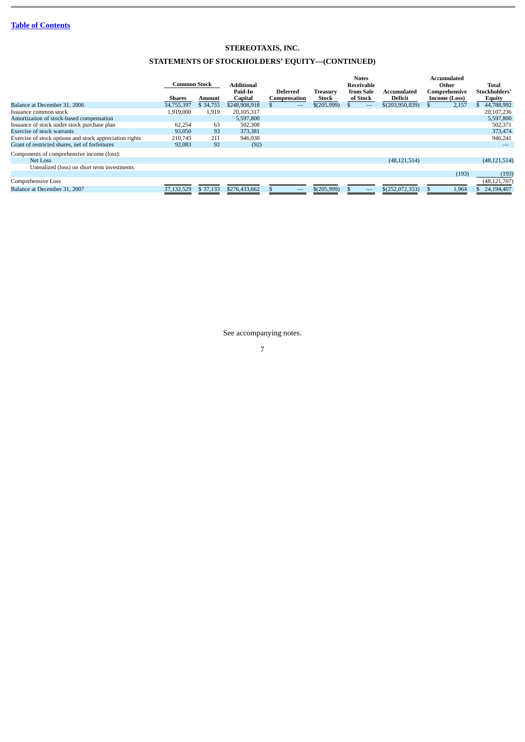**Table of Contents**

## STEREOTAXIS, INC.

## STATEMENTS OF STOCKHOLDERS' EQUITY—(CONTINUED)

| | Common Stock | | Additional Paid-In Capital | Deferred Compensation | Treasury Stock | Notes Receivable from Sale of Stock | Accumulated Deficit | Accumulated Other Comprehensive Income (Loss) | Total Stockholders' Equity |
|---|---|---|---|---|---|---|---|---|---|
| | Shares | Amount | | | | | | | |
| Balance at December 31, 2006 | 34,755,397 | $ 34,755 | $248,908,918 | $ — | $(205,999) | $ — | $(203,950,839) | $ 2,157 | $ 44,788,992 |
| Issuance common stock | 1,919,000 | 1,919 | 20,105,317 | | | | | | 20,107,236 |
| Amortization of stock-based compensation | | | 5,597,800 | | | | | | 5,597,800 |
| Issuance of stock under stock purchase plan | 62,254 | 63 | 502,308 | | | | | | 502,371 |
| Exercise of stock warrants | 93,050 | 93 | 373,381 | | | | | | 373,474 |
| Exercise of stock options and stock appreciation rights | 210,745 | 211 | 946,030 | | | | | | 946,241 |
| Grant of restricted shares, net of forfeitures | 92,083 | 92 | (92) | | | | | | — |
| Components of comprehensive income (loss): | | | | | | | | | |
| Net Loss | | | | | | | (48,121,514) | | (48,121,514) |
| Unrealized (loss) on short term investments | | | | | | | | (193) | (193) |
| Comprehensive Loss | | | | | | | | | (48,121,707) |
| Balance at December 31, 2007 | 37,132,529 | $ 37,133 | $276,433,662 | $ — | $(205,999) | $ — | $(252,072,353) | $ 1,964 | $ 24,194,407 |

See accompanying notes.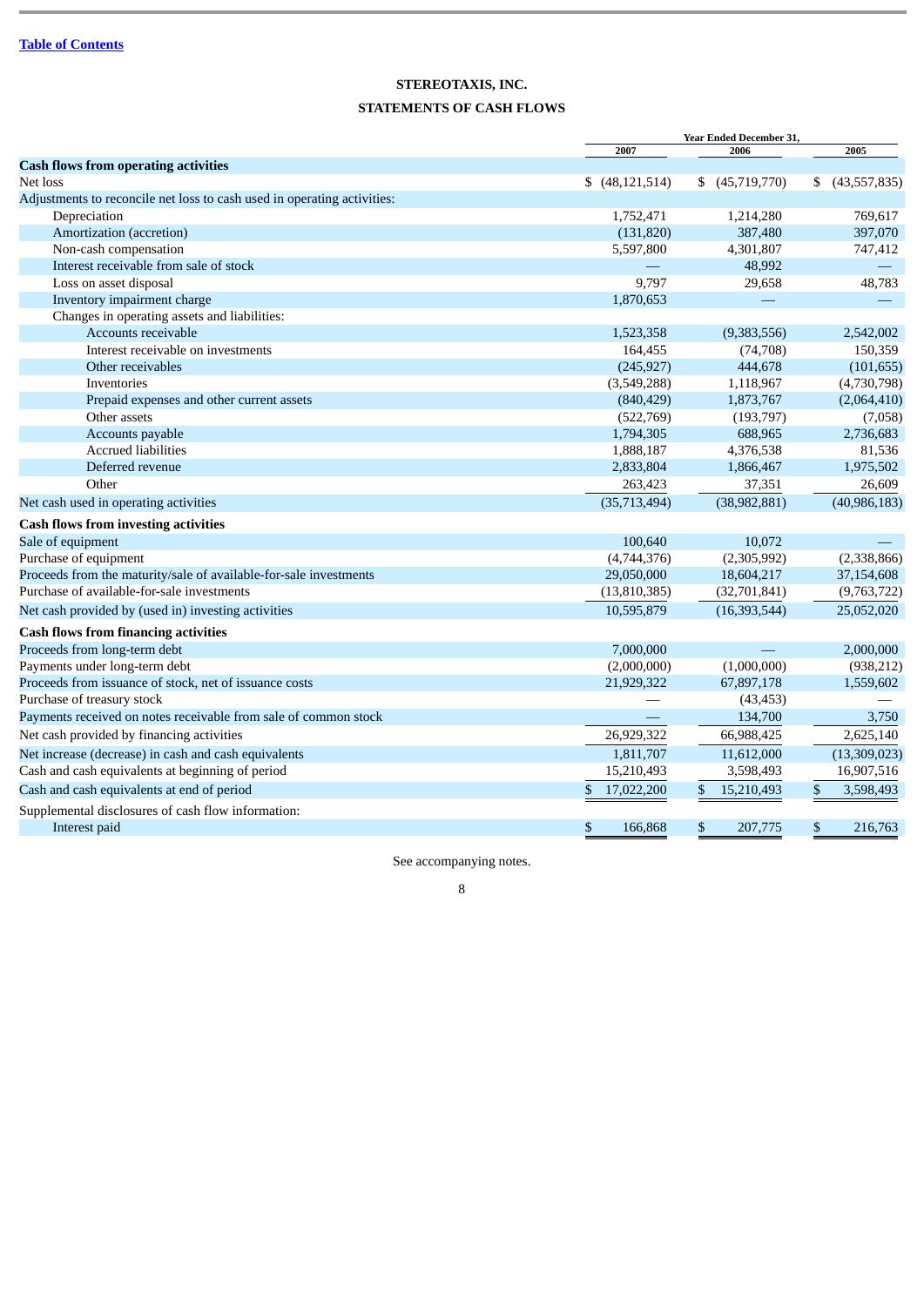**Table of Contents**

# STEREOTAXIS, INC.

## STATEMENTS OF CASH FLOWS

| | Year Ended December 31, | | |
|---|---|---|---|
| | 2007 | 2006 | 2005 |
| **Cash flows from operating activities** | | | |
| Net loss | $ (48,121,514) | $ (45,719,770) | $ (43,557,835) |
| Adjustments to reconcile net loss to cash used in operating activities: | | | |
| Depreciation | 1,752,471 | 1,214,280 | 769,617 |
| Amortization (accretion) | (131,820) | 387,480 | 397,070 |
| Non-cash compensation | 5,597,800 | 4,301,807 | 747,412 |
| Interest receivable from sale of stock | — | 48,992 | — |
| Loss on asset disposal | 9,797 | 29,658 | 48,783 |
| Inventory impairment charge | 1,870,653 | — | — |
| Changes in operating assets and liabilities: | | | |
| Accounts receivable | 1,523,358 | (9,383,556) | 2,542,002 |
| Interest receivable on investments | 164,455 | (74,708) | 150,359 |
| Other receivables | (245,927) | 444,678 | (101,655) |
| Inventories | (3,549,288) | 1,118,967 | (4,730,798) |
| Prepaid expenses and other current assets | (840,429) | 1,873,767 | (2,064,410) |
| Other assets | (522,769) | (193,797) | (7,058) |
| Accounts payable | 1,794,305 | 688,965 | 2,736,683 |
| Accrued liabilities | 1,888,187 | 4,376,538 | 81,536 |
| Deferred revenue | 2,833,804 | 1,866,467 | 1,975,502 |
| Other | 263,423 | 37,351 | 26,609 |
| Net cash used in operating activities | (35,713,494) | (38,982,881) | (40,986,183) |
| **Cash flows from investing activities** | | | |
| Sale of equipment | 100,640 | 10,072 | — |
| Purchase of equipment | (4,744,376) | (2,305,992) | (2,338,866) |
| Proceeds from the maturity/sale of available-for-sale investments | 29,050,000 | 18,604,217 | 37,154,608 |
| Purchase of available-for-sale investments | (13,810,385) | (32,701,841) | (9,763,722) |
| Net cash provided by (used in) investing activities | 10,595,879 | (16,393,544) | 25,052,020 |
| **Cash flows from financing activities** | | | |
| Proceeds from long-term debt | 7,000,000 | — | 2,000,000 |
| Payments under long-term debt | (2,000,000) | (1,000,000) | (938,212) |
| Proceeds from issuance of stock, net of issuance costs | 21,929,322 | 67,897,178 | 1,559,602 |
| Purchase of treasury stock | — | (43,453) | — |
| Payments received on notes receivable from sale of common stock | — | 134,700 | 3,750 |
| Net cash provided by financing activities | 26,929,322 | 66,988,425 | 2,625,140 |
| Net increase (decrease) in cash and cash equivalents | 1,811,707 | 11,612,000 | (13,309,023) |
| Cash and cash equivalents at beginning of period | 15,210,493 | 3,598,493 | 16,907,516 |
| Cash and cash equivalents at end of period | $ 17,022,200 | $ 15,210,493 | $ 3,598,493 |
| Supplemental disclosures of cash flow information: | | | |
| Interest paid | $ 166,868 | $ 207,775 | $ 216,763 |

See accompanying notes.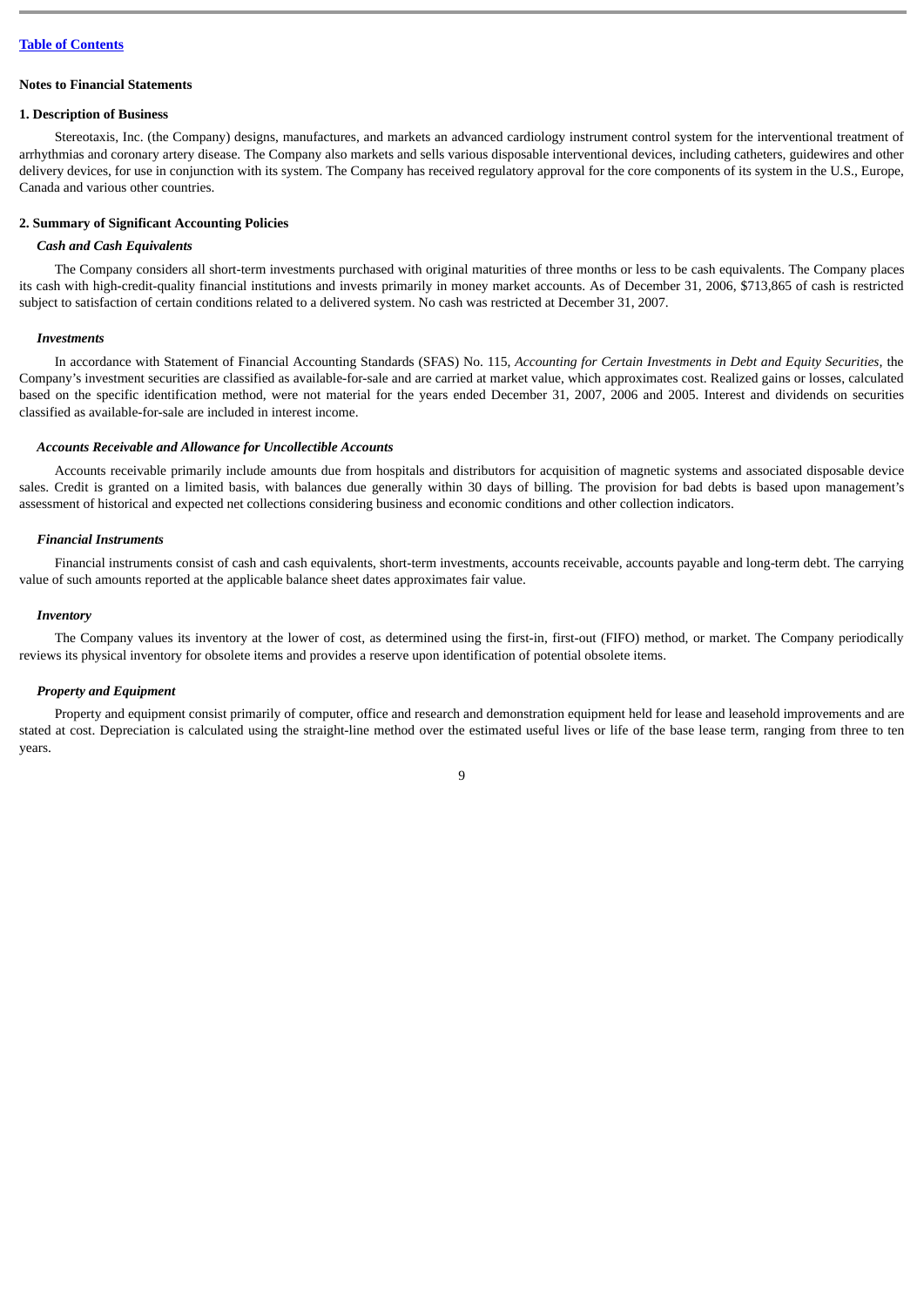**Notes to Financial Statements**

**1. Description of Business**

Stereotaxis, Inc. (the Company) designs, manufactures, and markets an advanced cardiology instrument control system for the interventional treatment of arrhythmias and coronary artery disease. The Company also markets and sells various disposable interventional devices, including catheters, guidewires and other delivery devices, for use in conjunction with its system. The Company has received regulatory approval for the core components of its system in the U.S., Europe, Canada and various other countries.

**2. Summary of Significant Accounting Policies**

***Cash and Cash Equivalents***

The Company considers all short-term investments purchased with original maturities of three months or less to be cash equivalents. The Company places its cash with high-credit-quality financial institutions and invests primarily in money market accounts. As of December 31, 2006, $713,865 of cash is restricted subject to satisfaction of certain conditions related to a delivered system. No cash was restricted at December 31, 2007.

***Investments***

In accordance with Statement of Financial Accounting Standards (SFAS) No. 115, *Accounting for Certain Investments in Debt and Equity Securities*, the Company's investment securities are classified as available-for-sale and are carried at market value, which approximates cost. Realized gains or losses, calculated based on the specific identification method, were not material for the years ended December 31, 2007, 2006 and 2005. Interest and dividends on securities classified as available-for-sale are included in interest income.

***Accounts Receivable and Allowance for Uncollectible Accounts***

Accounts receivable primarily include amounts due from hospitals and distributors for acquisition of magnetic systems and associated disposable device sales. Credit is granted on a limited basis, with balances due generally within 30 days of billing. The provision for bad debts is based upon management's assessment of historical and expected net collections considering business and economic conditions and other collection indicators.

***Financial Instruments***

Financial instruments consist of cash and cash equivalents, short-term investments, accounts receivable, accounts payable and long-term debt. The carrying value of such amounts reported at the applicable balance sheet dates approximates fair value.

***Inventory***

The Company values its inventory at the lower of cost, as determined using the first-in, first-out (FIFO) method, or market. The Company periodically reviews its physical inventory for obsolete items and provides a reserve upon identification of potential obsolete items.

***Property and Equipment***

Property and equipment consist primarily of computer, office and research and demonstration equipment held for lease and leasehold improvements and are stated at cost. Depreciation is calculated using the straight-line method over the estimated useful lives or life of the base lease term, ranging from three to ten years.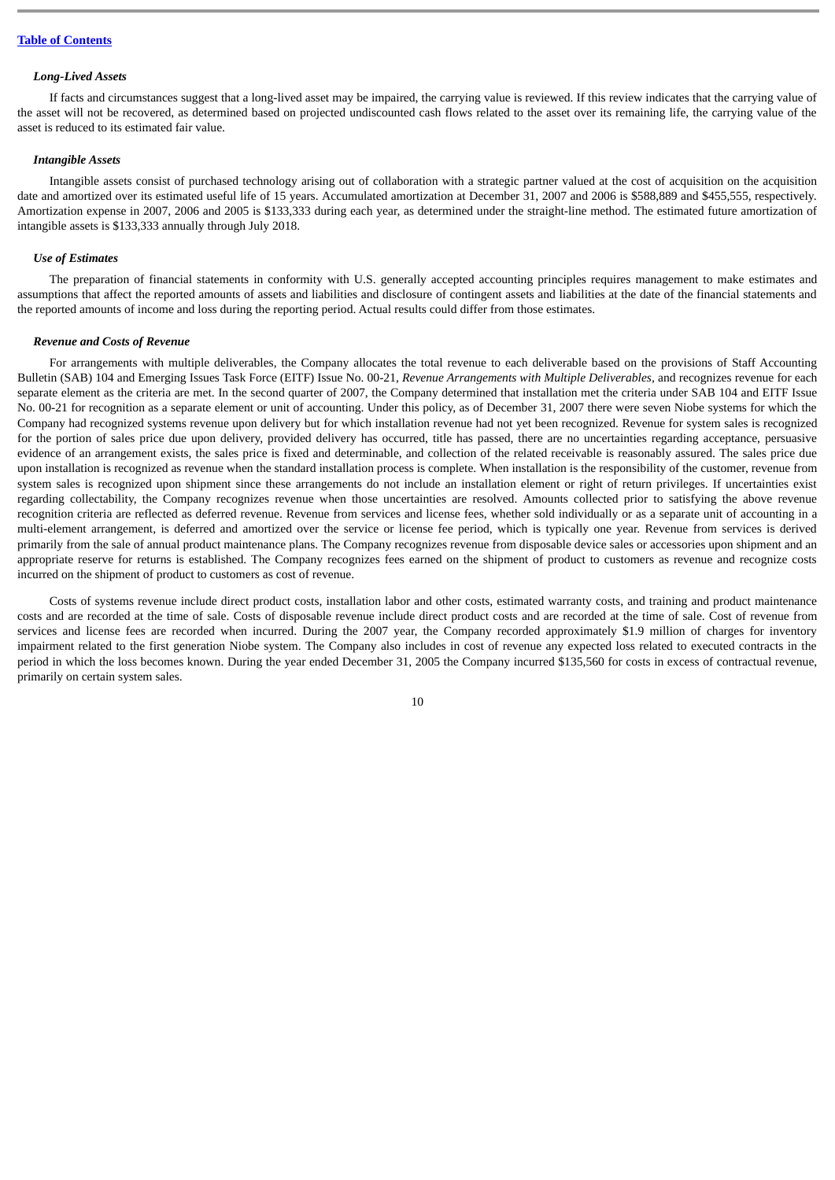[Table of Contents](#)

### *Long-Lived Assets*

If facts and circumstances suggest that a long-lived asset may be impaired, the carrying value is reviewed. If this review indicates that the carrying value of the asset will not be recovered, as determined based on projected undiscounted cash flows related to the asset over its remaining life, the carrying value of the asset is reduced to its estimated fair value.

### *Intangible Assets*

Intangible assets consist of purchased technology arising out of collaboration with a strategic partner valued at the cost of acquisition on the acquisition date and amortized over its estimated useful life of 15 years. Accumulated amortization at December 31, 2007 and 2006 is $588,889 and $455,555, respectively. Amortization expense in 2007, 2006 and 2005 is $133,333 during each year, as determined under the straight-line method. The estimated future amortization of intangible assets is $133,333 annually through July 2018.

### *Use of Estimates*

The preparation of financial statements in conformity with U.S. generally accepted accounting principles requires management to make estimates and assumptions that affect the reported amounts of assets and liabilities and disclosure of contingent assets and liabilities at the date of the financial statements and the reported amounts of income and loss during the reporting period. Actual results could differ from those estimates.

### *Revenue and Costs of Revenue*

For arrangements with multiple deliverables, the Company allocates the total revenue to each deliverable based on the provisions of Staff Accounting Bulletin (SAB) 104 and Emerging Issues Task Force (EITF) Issue No. 00-21, *Revenue Arrangements with Multiple Deliverables*, and recognizes revenue for each separate element as the criteria are met. In the second quarter of 2007, the Company determined that installation met the criteria under SAB 104 and EITF Issue No. 00-21 for recognition as a separate element or unit of accounting. Under this policy, as of December 31, 2007 there were seven Niobe systems for which the Company had recognized systems revenue upon delivery but for which installation revenue had not yet been recognized. Revenue for system sales is recognized for the portion of sales price due upon delivery, provided delivery has occurred, title has passed, there are no uncertainties regarding acceptance, persuasive evidence of an arrangement exists, the sales price is fixed and determinable, and collection of the related receivable is reasonably assured. The sales price due upon installation is recognized as revenue when the standard installation process is complete. When installation is the responsibility of the customer, revenue from system sales is recognized upon shipment since these arrangements do not include an installation element or right of return privileges. If uncertainties exist regarding collectability, the Company recognizes revenue when those uncertainties are resolved. Amounts collected prior to satisfying the above revenue recognition criteria are reflected as deferred revenue. Revenue from services and license fees, whether sold individually or as a separate unit of accounting in a multi-element arrangement, is deferred and amortized over the service or license fee period, which is typically one year. Revenue from services is derived primarily from the sale of annual product maintenance plans. The Company recognizes revenue from disposable device sales or accessories upon shipment and an appropriate reserve for returns is established. The Company recognizes fees earned on the shipment of product to customers as revenue and recognize costs incurred on the shipment of product to customers as cost of revenue.

Costs of systems revenue include direct product costs, installation labor and other costs, estimated warranty costs, and training and product maintenance costs and are recorded at the time of sale. Costs of disposable revenue include direct product costs and are recorded at the time of sale. Cost of revenue from services and license fees are recorded when incurred. During the 2007 year, the Company recorded approximately $1.9 million of charges for inventory impairment related to the first generation Niobe system. The Company also includes in cost of revenue any expected loss related to executed contracts in the period in which the loss becomes known. During the year ended December 31, 2005 the Company incurred $135,560 for costs in excess of contractual revenue, primarily on certain system sales.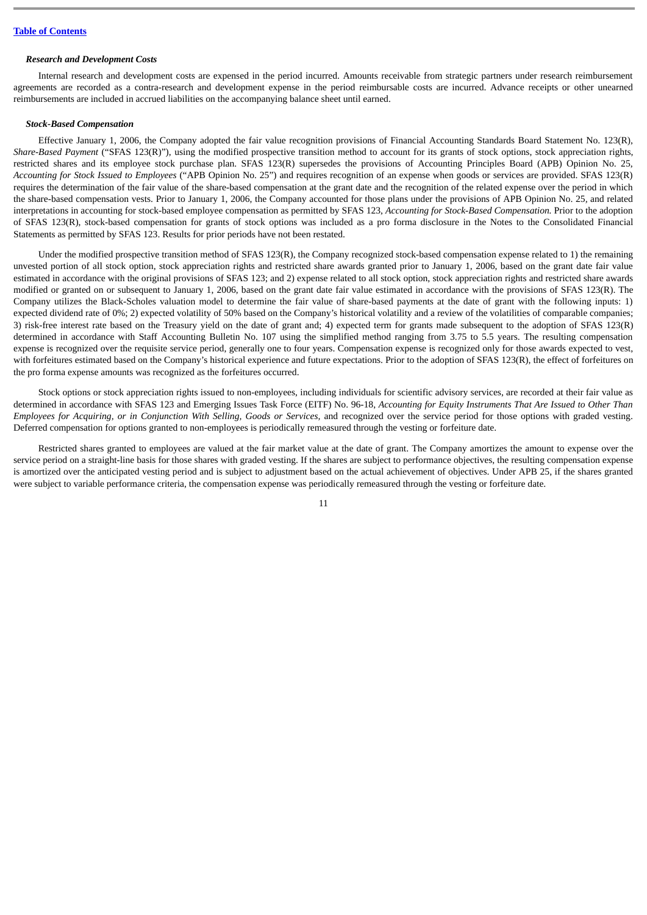### *Research and Development Costs*

Internal research and development costs are expensed in the period incurred. Amounts receivable from strategic partners under research reimbursement agreements are recorded as a contra-research and development expense in the period reimbursable costs are incurred. Advance receipts or other unearned reimbursements are included in accrued liabilities on the accompanying balance sheet until earned.

### *Stock-Based Compensation*

Effective January 1, 2006, the Company adopted the fair value recognition provisions of Financial Accounting Standards Board Statement No. 123(R), *Share-Based Payment* ("SFAS 123(R)"), using the modified prospective transition method to account for its grants of stock options, stock appreciation rights, restricted shares and its employee stock purchase plan. SFAS 123(R) supersedes the provisions of Accounting Principles Board (APB) Opinion No. 25, *Accounting for Stock Issued to Employees* ("APB Opinion No. 25") and requires recognition of an expense when goods or services are provided. SFAS 123(R) requires the determination of the fair value of the share-based compensation at the grant date and the recognition of the related expense over the period in which the share-based compensation vests. Prior to January 1, 2006, the Company accounted for those plans under the provisions of APB Opinion No. 25, and related interpretations in accounting for stock-based employee compensation as permitted by SFAS 123, *Accounting for Stock-Based Compensation.* Prior to the adoption of SFAS 123(R), stock-based compensation for grants of stock options was included as a pro forma disclosure in the Notes to the Consolidated Financial Statements as permitted by SFAS 123. Results for prior periods have not been restated.

Under the modified prospective transition method of SFAS 123(R), the Company recognized stock-based compensation expense related to 1) the remaining unvested portion of all stock option, stock appreciation rights and restricted share awards granted prior to January 1, 2006, based on the grant date fair value estimated in accordance with the original provisions of SFAS 123; and 2) expense related to all stock option, stock appreciation rights and restricted share awards modified or granted on or subsequent to January 1, 2006, based on the grant date fair value estimated in accordance with the provisions of SFAS 123(R). The Company utilizes the Black-Scholes valuation model to determine the fair value of share-based payments at the date of grant with the following inputs: 1) expected dividend rate of 0%; 2) expected volatility of 50% based on the Company's historical volatility and a review of the volatilities of comparable companies; 3) risk-free interest rate based on the Treasury yield on the date of grant and; 4) expected term for grants made subsequent to the adoption of SFAS 123(R) determined in accordance with Staff Accounting Bulletin No. 107 using the simplified method ranging from 3.75 to 5.5 years. The resulting compensation expense is recognized over the requisite service period, generally one to four years. Compensation expense is recognized only for those awards expected to vest, with forfeitures estimated based on the Company's historical experience and future expectations. Prior to the adoption of SFAS 123(R), the effect of forfeitures on the pro forma expense amounts was recognized as the forfeitures occurred.

Stock options or stock appreciation rights issued to non-employees, including individuals for scientific advisory services, are recorded at their fair value as determined in accordance with SFAS 123 and Emerging Issues Task Force (EITF) No. 96-18, *Accounting for Equity Instruments That Are Issued to Other Than Employees for Acquiring, or in Conjunction With Selling, Goods or Services,* and recognized over the service period for those options with graded vesting. Deferred compensation for options granted to non-employees is periodically remeasured through the vesting or forfeiture date.

Restricted shares granted to employees are valued at the fair market value at the date of grant. The Company amortizes the amount to expense over the service period on a straight-line basis for those shares with graded vesting. If the shares are subject to performance objectives, the resulting compensation expense is amortized over the anticipated vesting period and is subject to adjustment based on the actual achievement of objectives. Under APB 25, if the shares granted were subject to variable performance criteria, the compensation expense was periodically remeasured through the vesting or forfeiture date.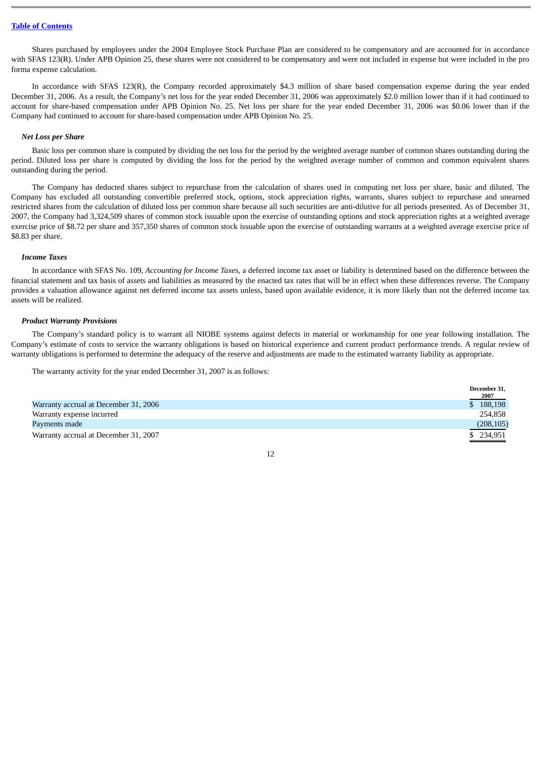Table of Contents

Shares purchased by employees under the 2004 Employee Stock Purchase Plan are considered to be compensatory and are accounted for in accordance with SFAS 123(R). Under APB Opinion 25, these shares were not considered to be compensatory and were not included in expense but were included in the pro forma expense calculation.

In accordance with SFAS 123(R), the Company recorded approximately $4.3 million of share based compensation expense during the year ended December 31, 2006. As a result, the Company's net loss for the year ended December 31, 2006 was approximately $2.0 million lower than if it had continued to account for share-based compensation under APB Opinion No. 25. Net loss per share for the year ended December 31, 2006 was $0.06 lower than if the Company had continued to account for share-based compensation under APB Opinion No. 25.

***Net Loss per Share***

Basic loss per common share is computed by dividing the net loss for the period by the weighted average number of common shares outstanding during the period. Diluted loss per share is computed by dividing the loss for the period by the weighted average number of common and common equivalent shares outstanding during the period.

The Company has deducted shares subject to repurchase from the calculation of shares used in computing net loss per share, basic and diluted. The Company has excluded all outstanding convertible preferred stock, options, stock appreciation rights, warrants, shares subject to repurchase and unearned restricted shares from the calculation of diluted loss per common share because all such securities are anti-dilutive for all periods presented. As of December 31, 2007, the Company had 3,324,509 shares of common stock issuable upon the exercise of outstanding options and stock appreciation rights at a weighted average exercise price of $8.72 per share and 357,350 shares of common stock issuable upon the exercise of outstanding warrants at a weighted average exercise price of $8.83 per share.

***Income Taxes***

In accordance with SFAS No. 109, *Accounting for Income Taxes,* a deferred income tax asset or liability is determined based on the difference between the financial statement and tax basis of assets and liabilities as measured by the enacted tax rates that will be in effect when these differences reverse. The Company provides a valuation allowance against net deferred income tax assets unless, based upon available evidence, it is more likely than not the deferred income tax assets will be realized.

***Product Warranty Provisions***

The Company's standard policy is to warrant all NIOBE systems against defects in material or workmanship for one year following installation. The Company's estimate of costs to service the warranty obligations is based on historical experience and current product performance trends. A regular review of warranty obligations is performed to determine the adequacy of the reserve and adjustments are made to the estimated warranty liability as appropriate.

The warranty activity for the year ended December 31, 2007 is as follows:

| | December 31, 2007 |
|---|---|
| Warranty accrual at December 31, 2006 | $ 188,198 |
| Warranty expense incurred | 254,858 |
| Payments made | (208,105) |
| Warranty accrual at December 31, 2007 | $ 234,951 |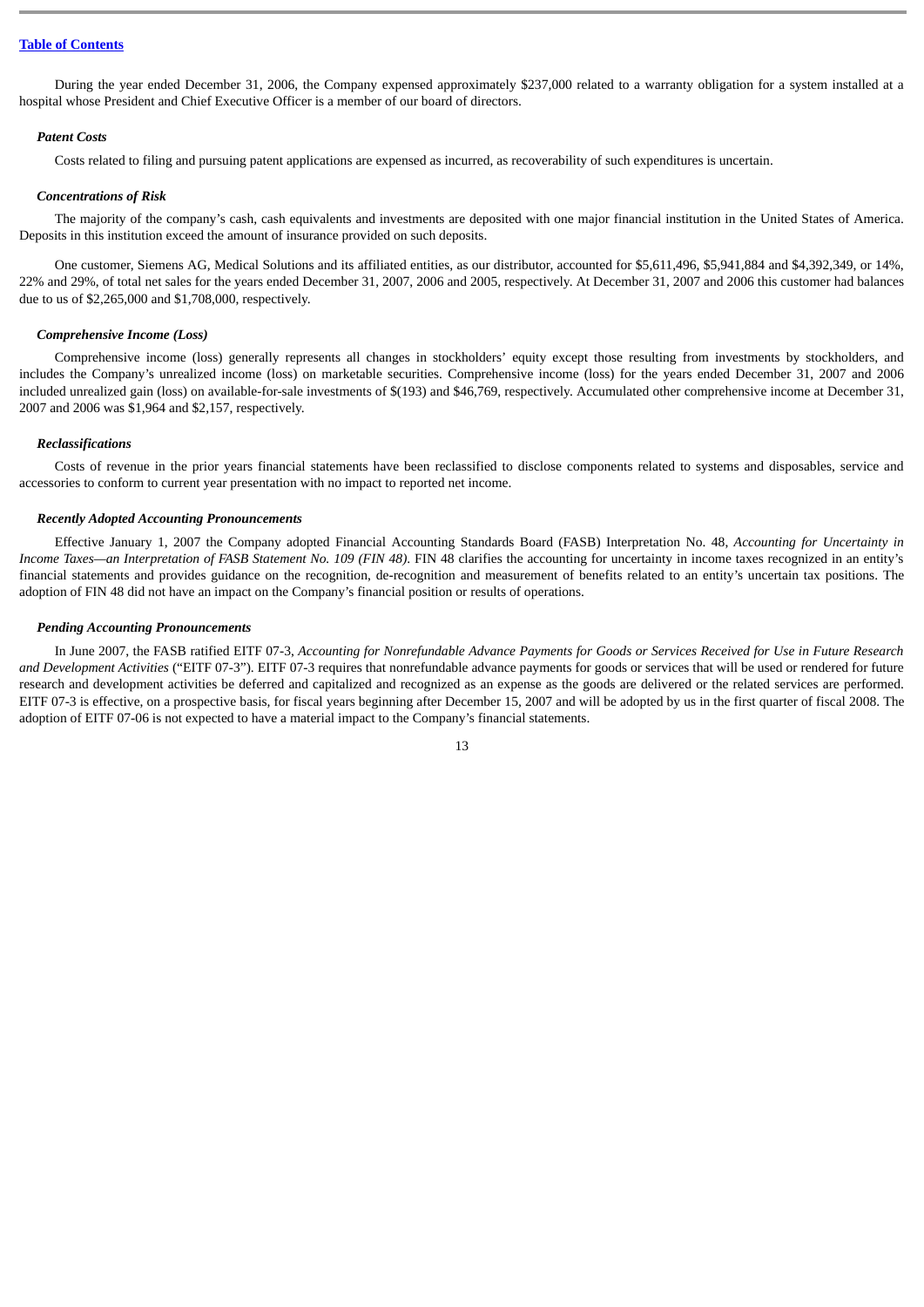During the year ended December 31, 2006, the Company expensed approximately $237,000 related to a warranty obligation for a system installed at a hospital whose President and Chief Executive Officer is a member of our board of directors.

***Patent Costs***

Costs related to filing and pursuing patent applications are expensed as incurred, as recoverability of such expenditures is uncertain.

***Concentrations of Risk***

The majority of the company's cash, cash equivalents and investments are deposited with one major financial institution in the United States of America. Deposits in this institution exceed the amount of insurance provided on such deposits.

One customer, Siemens AG, Medical Solutions and its affiliated entities, as our distributor, accounted for $5,611,496, $5,941,884 and $4,392,349, or 14%, 22% and 29%, of total net sales for the years ended December 31, 2007, 2006 and 2005, respectively. At December 31, 2007 and 2006 this customer had balances due to us of $2,265,000 and $1,708,000, respectively.

***Comprehensive Income (Loss)***

Comprehensive income (loss) generally represents all changes in stockholders' equity except those resulting from investments by stockholders, and includes the Company's unrealized income (loss) on marketable securities. Comprehensive income (loss) for the years ended December 31, 2007 and 2006 included unrealized gain (loss) on available-for-sale investments of $(193) and $46,769, respectively. Accumulated other comprehensive income at December 31, 2007 and 2006 was $1,964 and $2,157, respectively.

***Reclassifications***

Costs of revenue in the prior years financial statements have been reclassified to disclose components related to systems and disposables, service and accessories to conform to current year presentation with no impact to reported net income.

***Recently Adopted Accounting Pronouncements***

Effective January 1, 2007 the Company adopted Financial Accounting Standards Board (FASB) Interpretation No. 48, *Accounting for Uncertainty in Income Taxes—an Interpretation of FASB Statement No. 109 (FIN 48)*. FIN 48 clarifies the accounting for uncertainty in income taxes recognized in an entity's financial statements and provides guidance on the recognition, de-recognition and measurement of benefits related to an entity's uncertain tax positions. The adoption of FIN 48 did not have an impact on the Company's financial position or results of operations.

***Pending Accounting Pronouncements***

In June 2007, the FASB ratified EITF 07-3, *Accounting for Nonrefundable Advance Payments for Goods or Services Received for Use in Future Research and Development Activities* ("EITF 07-3"). EITF 07-3 requires that nonrefundable advance payments for goods or services that will be used or rendered for future research and development activities be deferred and capitalized and recognized as an expense as the goods are delivered or the related services are performed. EITF 07-3 is effective, on a prospective basis, for fiscal years beginning after December 15, 2007 and will be adopted by us in the first quarter of fiscal 2008. The adoption of EITF 07-06 is not expected to have a material impact to the Company's financial statements.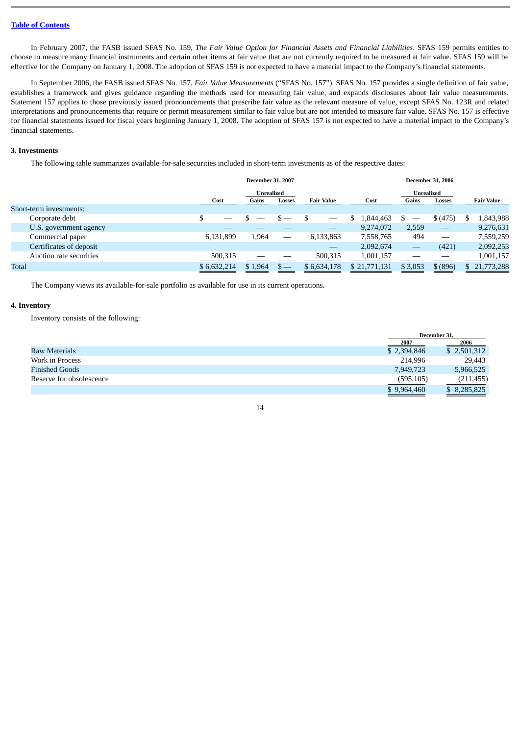[Table of Contents]

In February 2007, the FASB issued SFAS No. 159, *The Fair Value Option for Financial Assets and Financial Liabilities*. SFAS 159 permits entities to choose to measure many financial instruments and certain other items at fair value that are not currently required to be measured at fair value. SFAS 159 will be effective for the Company on January 1, 2008. The adoption of SFAS 159 is not expected to have a material impact to the Company's financial statements.

In September 2006, the FASB issued SFAS No. 157, *Fair Value Measurements* ("SFAS No. 157"). SFAS No. 157 provides a single definition of fair value, establishes a framework and gives guidance regarding the methods used for measuring fair value, and expands disclosures about fair value measurements. Statement 157 applies to those previously issued pronouncements that prescribe fair value as the relevant measure of value, except SFAS No. 123R and related interpretations and pronouncements that require or permit measurement similar to fair value but are not intended to measure fair value. SFAS No. 157 is effective for financial statements issued for fiscal years beginning January 1, 2008. The adoption of SFAS 157 is not expected to have a material impact to the Company's financial statements.

### 3. Investments

The following table summarizes available-for-sale securities included in short-term investments as of the respective dates:

| | December 31, 2007 | | | | December 31, 2006 | | | |
|---|---|---|---|---|---|---|---|---|
| | | Unrealized | | | | Unrealized | | |
| | Cost | Gains | Losses | Fair Value | Cost | Gains | Losses | Fair Value |
| Short-term investments: | | | | | | | | |
| Corporate debt | $ — | $ — | $ — | $ — | $ 1,844,463 | $ — | $ (475) | $ 1,843,988 |
| U.S. government agency | — | — | — | — | 9,274,072 | 2,559 | — | 9,276,631 |
| Commercial paper | 6,131,899 | 1,964 | — | 6,133,863 | 7,558,765 | 494 | — | 7,559,259 |
| Certificates of deposit | | | | — | 2,092,674 | — | (421) | 2,092,253 |
| Auction rate securities | 500,315 | — | — | 500,315 | 1,001,157 | — | — | 1,001,157 |
| Total | $ 6,632,214 | $ 1,964 | $ — | $ 6,634,178 | $ 21,771,131 | $ 3,053 | $ (896) | $ 21,773,288 |

The Company views its available-for-sale portfolio as available for use in its current operations.

### 4. Inventory

Inventory consists of the following:

| | December 31, | |
|---|---|---|
| | 2007 | 2006 |
| Raw Materials | $ 2,394,846 | $ 2,501,312 |
| Work in Process | 214,996 | 29,443 |
| Finished Goods | 7,949,723 | 5,966,525 |
| Reserve for obsolescence | (595,105) | (211,455) |
| | $ 9,964,460 | $ 8,285,825 |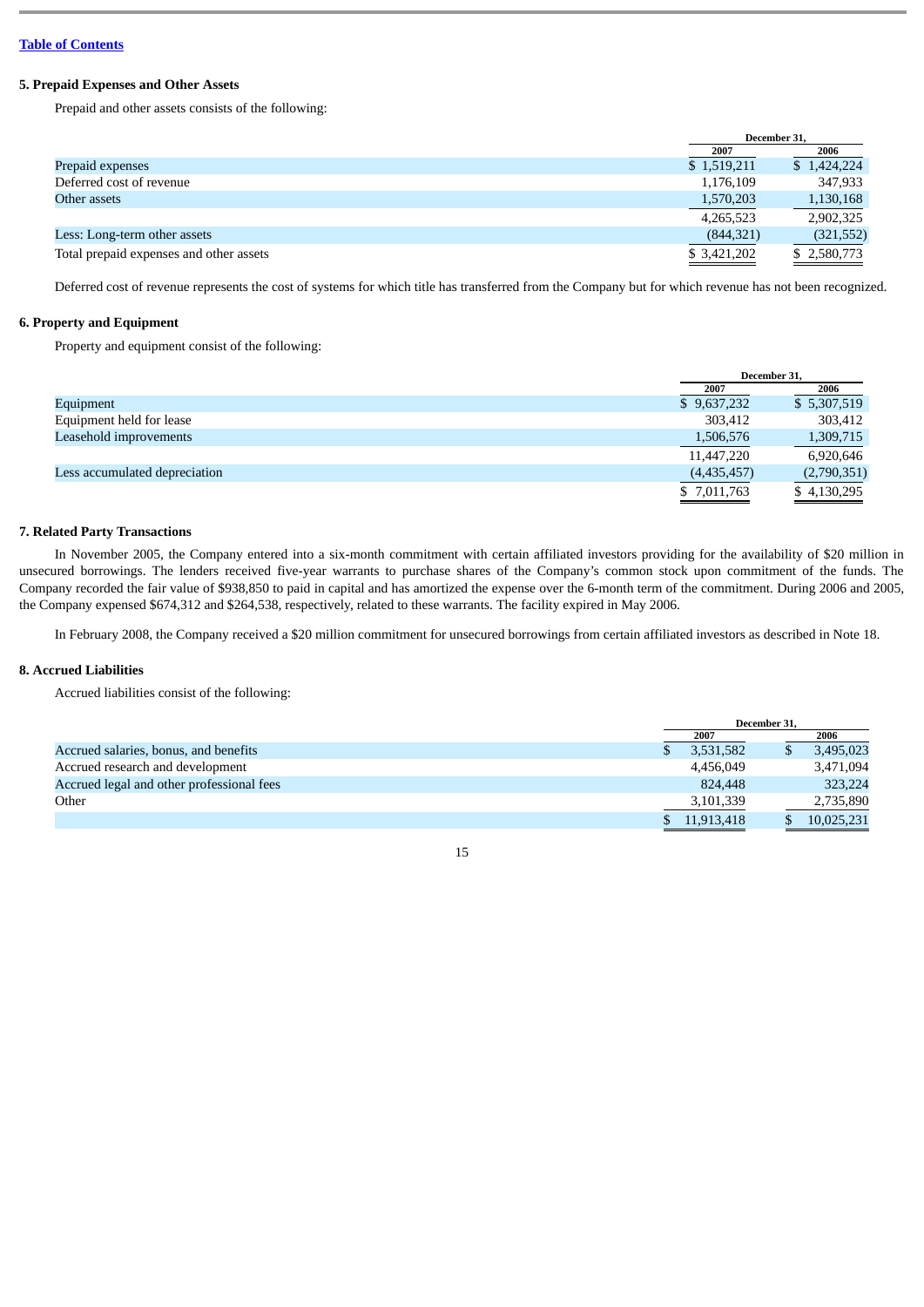[Table of Contents](#)

### 5. Prepaid Expenses and Other Assets

Prepaid and other assets consists of the following:

| | December 31, | |
|---|---|---|
| | 2007 | 2006 |
| Prepaid expenses | $ 1,519,211 | $ 1,424,224 |
| Deferred cost of revenue | 1,176,109 | 347,933 |
| Other assets | 1,570,203 | 1,130,168 |
| | 4,265,523 | 2,902,325 |
| Less: Long-term other assets | (844,321) | (321,552) |
| Total prepaid expenses and other assets | $ 3,421,202 | $ 2,580,773 |

Deferred cost of revenue represents the cost of systems for which title has transferred from the Company but for which revenue has not been recognized.

### 6. Property and Equipment

Property and equipment consist of the following:

| | December 31, | |
|---|---|---|
| | 2007 | 2006 |
| Equipment | $ 9,637,232 | $ 5,307,519 |
| Equipment held for lease | 303,412 | 303,412 |
| Leasehold improvements | 1,506,576 | 1,309,715 |
| | 11,447,220 | 6,920,646 |
| Less accumulated depreciation | (4,435,457) | (2,790,351) |
| | $ 7,011,763 | $ 4,130,295 |

### 7. Related Party Transactions

In November 2005, the Company entered into a six-month commitment with certain affiliated investors providing for the availability of $20 million in unsecured borrowings. The lenders received five-year warrants to purchase shares of the Company's common stock upon commitment of the funds. The Company recorded the fair value of $938,850 to paid in capital and has amortized the expense over the 6-month term of the commitment. During 2006 and 2005, the Company expensed $674,312 and $264,538, respectively, related to these warrants. The facility expired in May 2006.

In February 2008, the Company received a $20 million commitment for unsecured borrowings from certain affiliated investors as described in Note 18.

### 8. Accrued Liabilities

Accrued liabilities consist of the following:

| | December 31, | |
|---|---|---|
| | 2007 | 2006 |
| Accrued salaries, bonus, and benefits | $ 3,531,582 | $ 3,495,023 |
| Accrued research and development | 4,456,049 | 3,471,094 |
| Accrued legal and other professional fees | 824,448 | 323,224 |
| Other | 3,101,339 | 2,735,890 |
| | $ 11,913,418 | $ 10,025,231 |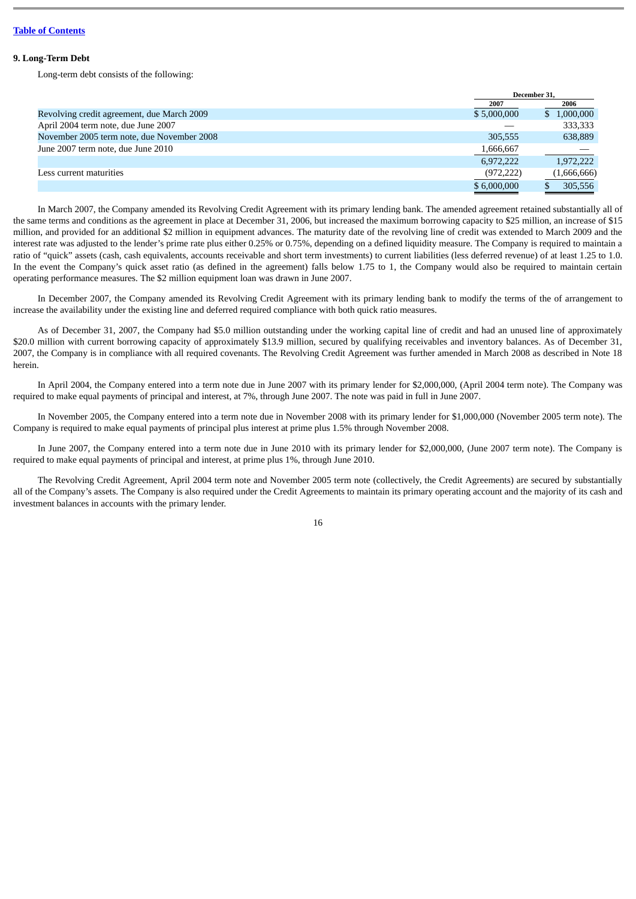## 9. Long-Term Debt

Long-term debt consists of the following:

| | December 31, | |
|---|---|---|
| | 2007 | 2006 |
| Revolving credit agreement, due March 2009 | $ 5,000,000 | $ 1,000,000 |
| April 2004 term note, due June 2007 | — | 333,333 |
| November 2005 term note, due November 2008 | 305,555 | 638,889 |
| June 2007 term note, due June 2010 | 1,666,667 | — |
| | 6,972,222 | 1,972,222 |
| Less current maturities | (972,222) | (1,666,666) |
| | $ 6,000,000 | $ 305,556 |

In March 2007, the Company amended its Revolving Credit Agreement with its primary lending bank. The amended agreement retained substantially all of the same terms and conditions as the agreement in place at December 31, 2006, but increased the maximum borrowing capacity to $25 million, an increase of $15 million, and provided for an additional $2 million in equipment advances. The maturity date of the revolving line of credit was extended to March 2009 and the interest rate was adjusted to the lender's prime rate plus either 0.25% or 0.75%, depending on a defined liquidity measure. The Company is required to maintain a ratio of "quick" assets (cash, cash equivalents, accounts receivable and short term investments) to current liabilities (less deferred revenue) of at least 1.25 to 1.0. In the event the Company's quick asset ratio (as defined in the agreement) falls below 1.75 to 1, the Company would also be required to maintain certain operating performance measures. The $2 million equipment loan was drawn in June 2007.

In December 2007, the Company amended its Revolving Credit Agreement with its primary lending bank to modify the terms of the of arrangement to increase the availability under the existing line and deferred required compliance with both quick ratio measures.

As of December 31, 2007, the Company had $5.0 million outstanding under the working capital line of credit and had an unused line of approximately $20.0 million with current borrowing capacity of approximately $13.9 million, secured by qualifying receivables and inventory balances. As of December 31, 2007, the Company is in compliance with all required covenants. The Revolving Credit Agreement was further amended in March 2008 as described in Note 18 herein.

In April 2004, the Company entered into a term note due in June 2007 with its primary lender for $2,000,000, (April 2004 term note). The Company was required to make equal payments of principal and interest, at 7%, through June 2007. The note was paid in full in June 2007.

In November 2005, the Company entered into a term note due in November 2008 with its primary lender for $1,000,000 (November 2005 term note). The Company is required to make equal payments of principal plus interest at prime plus 1.5% through November 2008.

In June 2007, the Company entered into a term note due in June 2010 with its primary lender for $2,000,000, (June 2007 term note). The Company is required to make equal payments of principal and interest, at prime plus 1%, through June 2010.

The Revolving Credit Agreement, April 2004 term note and November 2005 term note (collectively, the Credit Agreements) are secured by substantially all of the Company's assets. The Company is also required under the Credit Agreements to maintain its primary operating account and the majority of its cash and investment balances in accounts with the primary lender.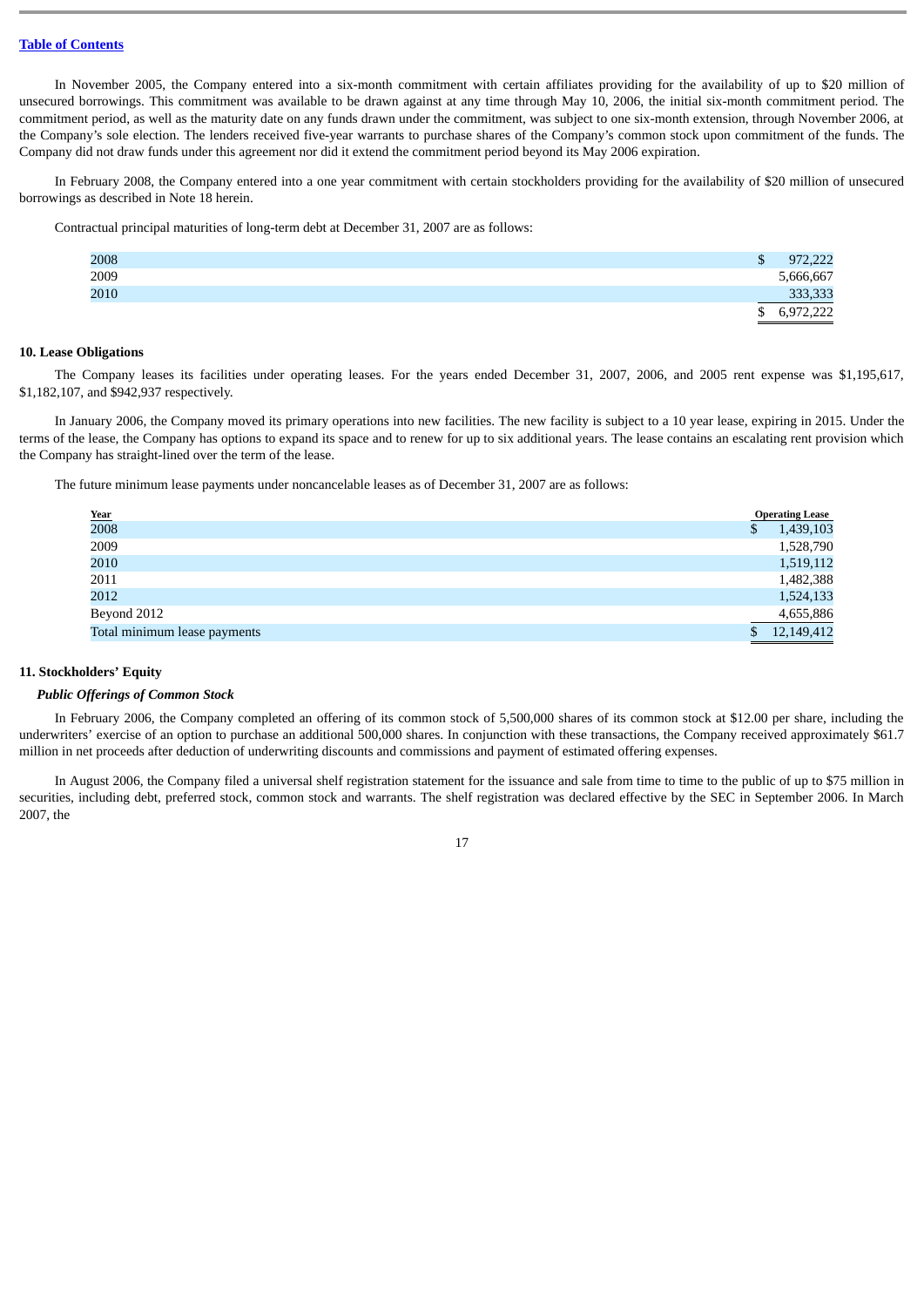In November 2005, the Company entered into a six-month commitment with certain affiliates providing for the availability of up to $20 million of unsecured borrowings. This commitment was available to be drawn against at any time through May 10, 2006, the initial six-month commitment period. The commitment period, as well as the maturity date on any funds drawn under the commitment, was subject to one six-month extension, through November 2006, at the Company's sole election. The lenders received five-year warrants to purchase shares of the Company's common stock upon commitment of the funds. The Company did not draw funds under this agreement nor did it extend the commitment period beyond its May 2006 expiration.

In February 2008, the Company entered into a one year commitment with certain stockholders providing for the availability of $20 million of unsecured borrowings as described in Note 18 herein.

Contractual principal maturities of long-term debt at December 31, 2007 are as follows:

| | |
|---|---|
| 2008 | $ 972,222 |
| 2009 | 5,666,667 |
| 2010 | 333,333 |
| | $ 6,972,222 |

**10. Lease Obligations**

The Company leases its facilities under operating leases. For the years ended December 31, 2007, 2006, and 2005 rent expense was $1,195,617, $1,182,107, and $942,937 respectively.

In January 2006, the Company moved its primary operations into new facilities. The new facility is subject to a 10 year lease, expiring in 2015. Under the terms of the lease, the Company has options to expand its space and to renew for up to six additional years. The lease contains an escalating rent provision which the Company has straight-lined over the term of the lease.

The future minimum lease payments under noncancelable leases as of December 31, 2007 are as follows:

| Year | Operating Lease |
|---|---|
| 2008 | $ 1,439,103 |
| 2009 | 1,528,790 |
| 2010 | 1,519,112 |
| 2011 | 1,482,388 |
| 2012 | 1,524,133 |
| Beyond 2012 | 4,655,886 |
| Total minimum lease payments | $ 12,149,412 |

**11. Stockholders' Equity**

***Public Offerings of Common Stock***

In February 2006, the Company completed an offering of its common stock of 5,500,000 shares of its common stock at $12.00 per share, including the underwriters' exercise of an option to purchase an additional 500,000 shares. In conjunction with these transactions, the Company received approximately $61.7 million in net proceeds after deduction of underwriting discounts and commissions and payment of estimated offering expenses.

In August 2006, the Company filed a universal shelf registration statement for the issuance and sale from time to time to the public of up to $75 million in securities, including debt, preferred stock, common stock and warrants. The shelf registration was declared effective by the SEC in September 2006. In March 2007, the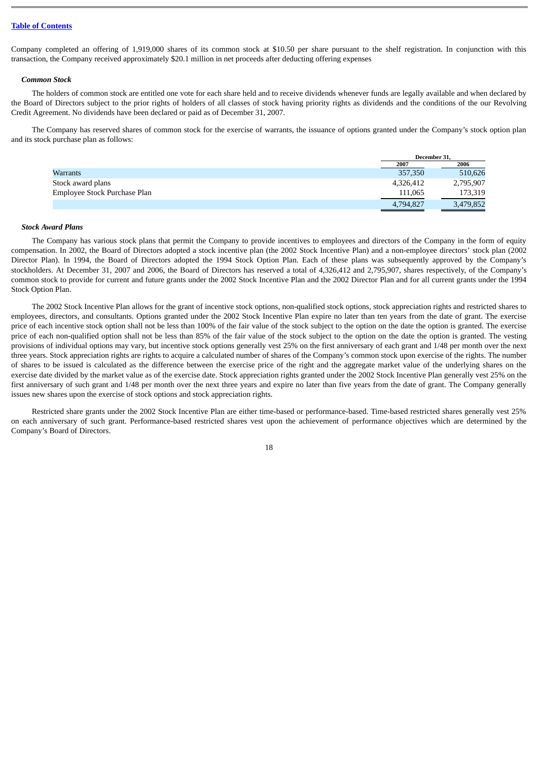Company completed an offering of 1,919,000 shares of its common stock at $10.50 per share pursuant to the shelf registration. In conjunction with this transaction, the Company received approximately $20.1 million in net proceeds after deducting offering expenses

***Common Stock***

The holders of common stock are entitled one vote for each share held and to receive dividends whenever funds are legally available and when declared by the Board of Directors subject to the prior rights of holders of all classes of stock having priority rights as dividends and the conditions of the our Revolving Credit Agreement. No dividends have been declared or paid as of December 31, 2007.

The Company has reserved shares of common stock for the exercise of warrants, the issuance of options granted under the Company's stock option plan and its stock purchase plan as follows:

| | December 31, | |
|---|---|---|
| | 2007 | 2006 |
| Warrants | 357,350 | 510,626 |
| Stock award plans | 4,326,412 | 2,795,907 |
| Employee Stock Purchase Plan | 111,065 | 173,319 |
| | 4,794,827 | 3,479,852 |

***Stock Award Plans***

The Company has various stock plans that permit the Company to provide incentives to employees and directors of the Company in the form of equity compensation. In 2002, the Board of Directors adopted a stock incentive plan (the 2002 Stock Incentive Plan) and a non-employee directors' stock plan (2002 Director Plan). In 1994, the Board of Directors adopted the 1994 Stock Option Plan. Each of these plans was subsequently approved by the Company's stockholders. At December 31, 2007 and 2006, the Board of Directors has reserved a total of 4,326,412 and 2,795,907, shares respectively, of the Company's common stock to provide for current and future grants under the 2002 Stock Incentive Plan and the 2002 Director Plan and for all current grants under the 1994 Stock Option Plan.

The 2002 Stock Incentive Plan allows for the grant of incentive stock options, non-qualified stock options, stock appreciation rights and restricted shares to employees, directors, and consultants. Options granted under the 2002 Stock Incentive Plan expire no later than ten years from the date of grant. The exercise price of each incentive stock option shall not be less than 100% of the fair value of the stock subject to the option on the date the option is granted. The exercise price of each non-qualified option shall not be less than 85% of the fair value of the stock subject to the option on the date the option is granted. The vesting provisions of individual options may vary, but incentive stock options generally vest 25% on the first anniversary of each grant and 1/48 per month over the next three years. Stock appreciation rights are rights to acquire a calculated number of shares of the Company's common stock upon exercise of the rights. The number of shares to be issued is calculated as the difference between the exercise price of the right and the aggregate market value of the underlying shares on the exercise date divided by the market value as of the exercise date. Stock appreciation rights granted under the 2002 Stock Incentive Plan generally vest 25% on the first anniversary of such grant and 1/48 per month over the next three years and expire no later than five years from the date of grant. The Company generally issues new shares upon the exercise of stock options and stock appreciation rights.

Restricted share grants under the 2002 Stock Incentive Plan are either time-based or performance-based. Time-based restricted shares generally vest 25% on each anniversary of such grant. Performance-based restricted shares vest upon the achievement of performance objectives which are determined by the Company's Board of Directors.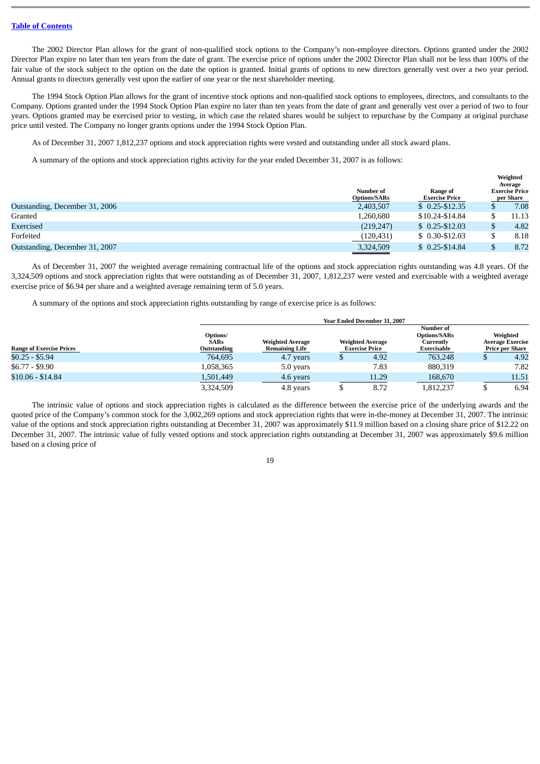The 2002 Director Plan allows for the grant of non-qualified stock options to the Company's non-employee directors. Options granted under the 2002 Director Plan expire no later than ten years from the date of grant. The exercise price of options under the 2002 Director Plan shall not be less than 100% of the fair value of the stock subject to the option on the date the option is granted. Initial grants of options to new directors generally vest over a two year period. Annual grants to directors generally vest upon the earlier of one year or the next shareholder meeting.

The 1994 Stock Option Plan allows for the grant of incentive stock options and non-qualified stock options to employees, directors, and consultants to the Company. Options granted under the 1994 Stock Option Plan expire no later than ten years from the date of grant and generally vest over a period of two to four years. Options granted may be exercised prior to vesting, in which case the related shares would be subject to repurchase by the Company at original purchase price until vested. The Company no longer grants options under the 1994 Stock Option Plan.

As of December 31, 2007 1,812,237 options and stock appreciation rights were vested and outstanding under all stock award plans.

A summary of the options and stock appreciation rights activity for the year ended December 31, 2007 is as follows:

| | Number of Options/SARs | Range of Exercise Price | Weighted Average Exercise Price per Share |
|---|---|---|---|
| Outstanding, December 31, 2006 | 2,403,507 | $ 0.25-$12.35 | $ 7.08 |
| Granted | 1,260,680 | $10.24-$14.84 | $ 11.13 |
| Exercised | (219,247) | $ 0.25-$12.03 | $ 4.82 |
| Forfeited | (120,431) | $ 0.30-$12.03 | $ 8.18 |
| Outstanding, December 31, 2007 | 3,324,509 | $ 0.25-$14.84 | $ 8.72 |

As of December 31, 2007 the weighted average remaining contractual life of the options and stock appreciation rights outstanding was 4.8 years. Of the 3,324,509 options and stock appreciation rights that were outstanding as of December 31, 2007, 1,812,237 were vested and exercisable with a weighted average exercise price of $6.94 per share and a weighted average remaining term of 5.0 years.

A summary of the options and stock appreciation rights outstanding by range of exercise price is as follows:

| | Year Ended December 31, 2007 | | | | |
|---|---|---|---|---|---|
| Range of Exercise Prices | Options/ SARs Outstanding | Weighted Average Remaining Life | Weighted Average Exercise Price | Number of Options/SARs Currently Exercisable | Weighted Average Exercise Price per Share |
| $0.25 - $5.94 | 764,695 | 4.7 years | $ 4.92 | 763,248 | $ 4.92 |
| $6.77 - $9.90 | 1,058,365 | 5.0 years | 7.83 | 880,319 | 7.82 |
| $10.06 - $14.84 | 1,501,449 | 4.6 years | 11.29 | 168,670 | 11.51 |
| | 3,324,509 | 4.8 years | $ 8.72 | 1,812,237 | $ 6.94 |

The intrinsic value of options and stock appreciation rights is calculated as the difference between the exercise price of the underlying awards and the quoted price of the Company's common stock for the 3,002,269 options and stock appreciation rights that were in-the-money at December 31, 2007. The intrinsic value of the options and stock appreciation rights outstanding at December 31, 2007 was approximately $11.9 million based on a closing share price of $12.22 on December 31, 2007. The intrinsic value of fully vested options and stock appreciation rights outstanding at December 31, 2007 was approximately $9.6 million based on a closing price of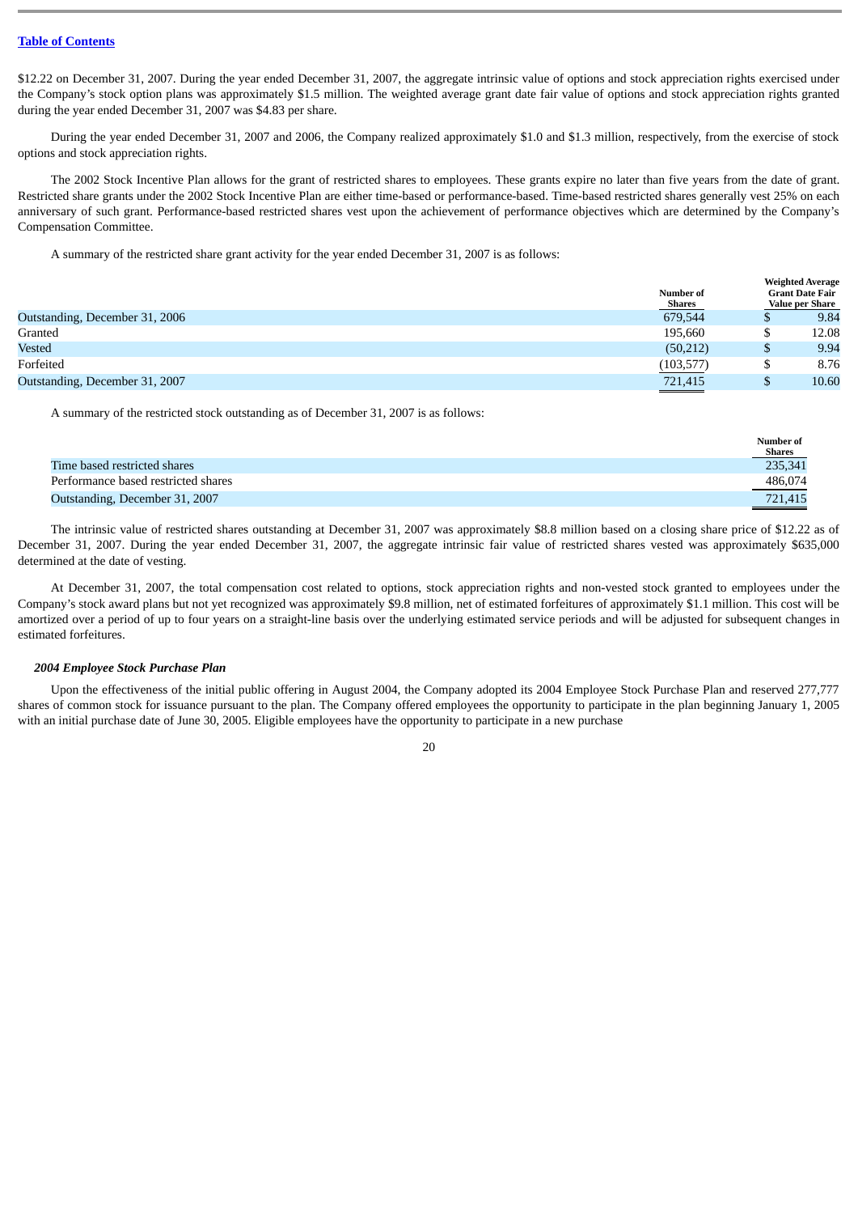$12.22 on December 31, 2007. During the year ended December 31, 2007, the aggregate intrinsic value of options and stock appreciation rights exercised under the Company's stock option plans was approximately $1.5 million. The weighted average grant date fair value of options and stock appreciation rights granted during the year ended December 31, 2007 was $4.83 per share.

During the year ended December 31, 2007 and 2006, the Company realized approximately $1.0 and $1.3 million, respectively, from the exercise of stock options and stock appreciation rights.

The 2002 Stock Incentive Plan allows for the grant of restricted shares to employees. These grants expire no later than five years from the date of grant. Restricted share grants under the 2002 Stock Incentive Plan are either time-based or performance-based. Time-based restricted shares generally vest 25% on each anniversary of such grant. Performance-based restricted shares vest upon the achievement of performance objectives which are determined by the Company's Compensation Committee.

A summary of the restricted share grant activity for the year ended December 31, 2007 is as follows:

| | Number of Shares | Weighted Average Grant Date Fair Value per Share |
|---|---|---|
| Outstanding, December 31, 2006 | 679,544 | $ 9.84 |
| Granted | 195,660 | $ 12.08 |
| Vested | (50,212) | $ 9.94 |
| Forfeited | (103,577) | $ 8.76 |
| Outstanding, December 31, 2007 | 721,415 | $ 10.60 |

A summary of the restricted stock outstanding as of December 31, 2007 is as follows:

| | Number of Shares |
|---|---|
| Time based restricted shares | 235,341 |
| Performance based restricted shares | 486,074 |
| Outstanding, December 31, 2007 | 721,415 |

The intrinsic value of restricted shares outstanding at December 31, 2007 was approximately $8.8 million based on a closing share price of $12.22 as of December 31, 2007. During the year ended December 31, 2007, the aggregate intrinsic fair value of restricted shares vested was approximately $635,000 determined at the date of vesting.

At December 31, 2007, the total compensation cost related to options, stock appreciation rights and non-vested stock granted to employees under the Company's stock award plans but not yet recognized was approximately $9.8 million, net of estimated forfeitures of approximately $1.1 million. This cost will be amortized over a period of up to four years on a straight-line basis over the underlying estimated service periods and will be adjusted for subsequent changes in estimated forfeitures.

***2004 Employee Stock Purchase Plan***

Upon the effectiveness of the initial public offering in August 2004, the Company adopted its 2004 Employee Stock Purchase Plan and reserved 277,777 shares of common stock for issuance pursuant to the plan. The Company offered employees the opportunity to participate in the plan beginning January 1, 2005 with an initial purchase date of June 30, 2005. Eligible employees have the opportunity to participate in a new purchase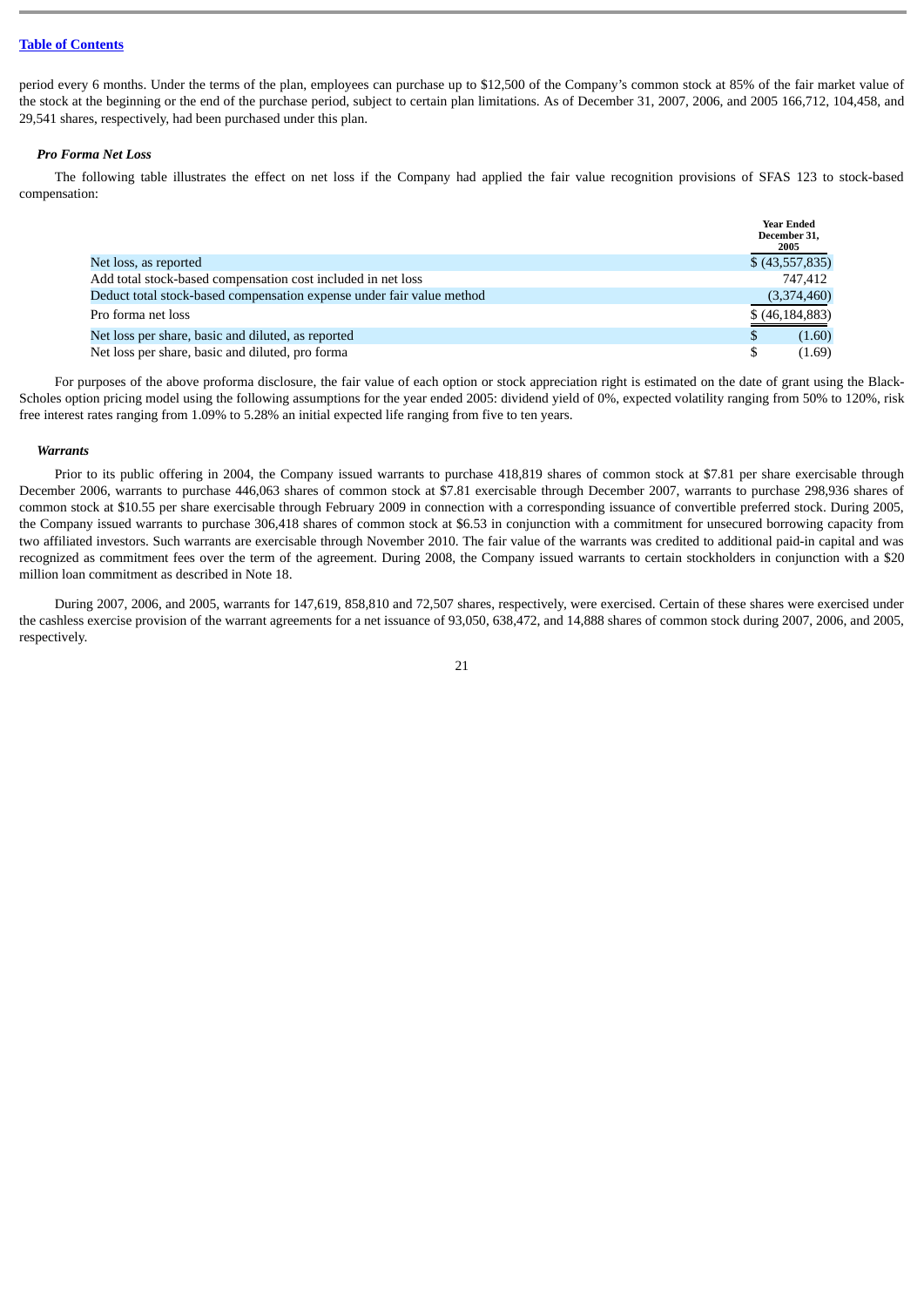period every 6 months. Under the terms of the plan, employees can purchase up to $12,500 of the Company's common stock at 85% of the fair market value of the stock at the beginning or the end of the purchase period, subject to certain plan limitations. As of December 31, 2007, 2006, and 2005 166,712, 104,458, and 29,541 shares, respectively, had been purchased under this plan.

***Pro Forma Net Loss***

The following table illustrates the effect on net loss if the Company had applied the fair value recognition provisions of SFAS 123 to stock-based compensation:

| | Year Ended December 31, 2005 |
|---|---|
| Net loss, as reported | $ (43,557,835) |
| Add total stock-based compensation cost included in net loss | 747,412 |
| Deduct total stock-based compensation expense under fair value method | (3,374,460) |
| Pro forma net loss | $ (46,184,883) |
| Net loss per share, basic and diluted, as reported | $ (1.60) |
| Net loss per share, basic and diluted, pro forma | $ (1.69) |

For purposes of the above proforma disclosure, the fair value of each option or stock appreciation right is estimated on the date of grant using the Black-Scholes option pricing model using the following assumptions for the year ended 2005: dividend yield of 0%, expected volatility ranging from 50% to 120%, risk free interest rates ranging from 1.09% to 5.28% an initial expected life ranging from five to ten years.

***Warrants***

Prior to its public offering in 2004, the Company issued warrants to purchase 418,819 shares of common stock at $7.81 per share exercisable through December 2006, warrants to purchase 446,063 shares of common stock at $7.81 exercisable through December 2007, warrants to purchase 298,936 shares of common stock at $10.55 per share exercisable through February 2009 in connection with a corresponding issuance of convertible preferred stock. During 2005, the Company issued warrants to purchase 306,418 shares of common stock at $6.53 in conjunction with a commitment for unsecured borrowing capacity from two affiliated investors. Such warrants are exercisable through November 2010. The fair value of the warrants was credited to additional paid-in capital and was recognized as commitment fees over the term of the agreement. During 2008, the Company issued warrants to certain stockholders in conjunction with a $20 million loan commitment as described in Note 18.

During 2007, 2006, and 2005, warrants for 147,619, 858,810 and 72,507 shares, respectively, were exercised. Certain of these shares were exercised under the cashless exercise provision of the warrant agreements for a net issuance of 93,050, 638,472, and 14,888 shares of common stock during 2007, 2006, and 2005, respectively.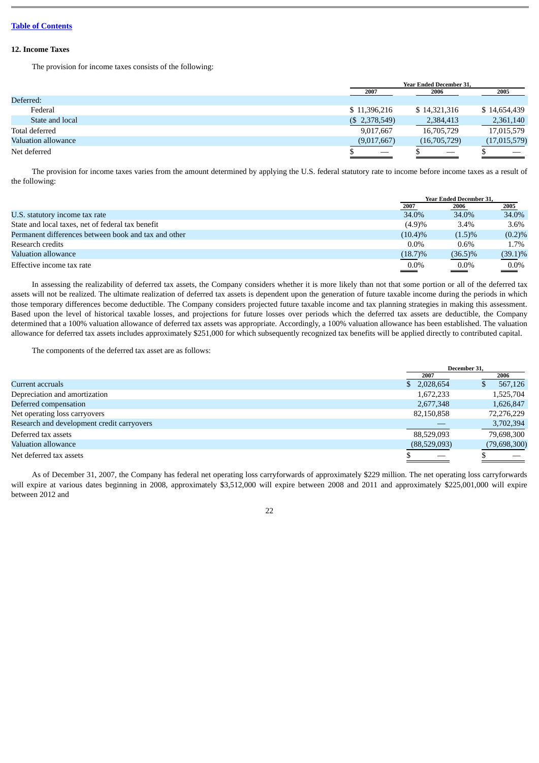Table of Contents

## 12. Income Taxes

The provision for income taxes consists of the following:

| | Year Ended December 31, | | |
|---|---|---|---|
| | 2007 | 2006 | 2005 |
| Deferred: | | | |
| Federal | $ 11,396,216 | $ 14,321,316 | $ 14,654,439 |
| State and local | ($ 2,378,549) | 2,384,413 | 2,361,140 |
| Total deferred | 9,017,667 | 16,705,729 | 17,015,579 |
| Valuation allowance | (9,017,667) | (16,705,729) | (17,015,579) |
| Net deferred | $ — | $ — | $ — |

The provision for income taxes varies from the amount determined by applying the U.S. federal statutory rate to income before income taxes as a result of the following:

| | Year Ended December 31, | | |
|---|---|---|---|
| | 2007 | 2006 | 2005 |
| U.S. statutory income tax rate | 34.0% | 34.0% | 34.0% |
| State and local taxes, net of federal tax benefit | (4.9)% | 3.4% | 3.6% |
| Permanent differences between book and tax and other | (10.4)% | (1.5)% | (0.2)% |
| Research credits | 0.0% | 0.6% | 1.7% |
| Valuation allowance | (18.7)% | (36.5)% | (39.1)% |
| Effective income tax rate | 0.0% | 0.0% | 0.0% |

In assessing the realizability of deferred tax assets, the Company considers whether it is more likely than not that some portion or all of the deferred tax assets will not be realized. The ultimate realization of deferred tax assets is dependent upon the generation of future taxable income during the periods in which those temporary differences become deductible. The Company considers projected future taxable income and tax planning strategies in making this assessment. Based upon the level of historical taxable losses, and projections for future losses over periods which the deferred tax assets are deductible, the Company determined that a 100% valuation allowance of deferred tax assets was appropriate. Accordingly, a 100% valuation allowance has been established. The valuation allowance for deferred tax assets includes approximately $251,000 for which subsequently recognized tax benefits will be applied directly to contributed capital.

The components of the deferred tax asset are as follows:

| | December 31, | |
|---|---|---|
| | 2007 | 2006 |
| Current accruals | $ 2,028,654 | $ 567,126 |
| Depreciation and amortization | 1,672,233 | 1,525,704 |
| Deferred compensation | 2,677,348 | 1,626,847 |
| Net operating loss carryovers | 82,150,858 | 72,276,229 |
| Research and development credit carryovers | — | 3,702,394 |
| Deferred tax assets | 88,529,093 | 79,698,300 |
| Valuation allowance | (88,529,093) | (79,698,300) |
| Net deferred tax assets | $ — | $ — |

As of December 31, 2007, the Company has federal net operating loss carryforwards of approximately $229 million. The net operating loss carryforwards will expire at various dates beginning in 2008, approximately $3,512,000 will expire between 2008 and 2011 and approximately $225,001,000 will expire between 2012 and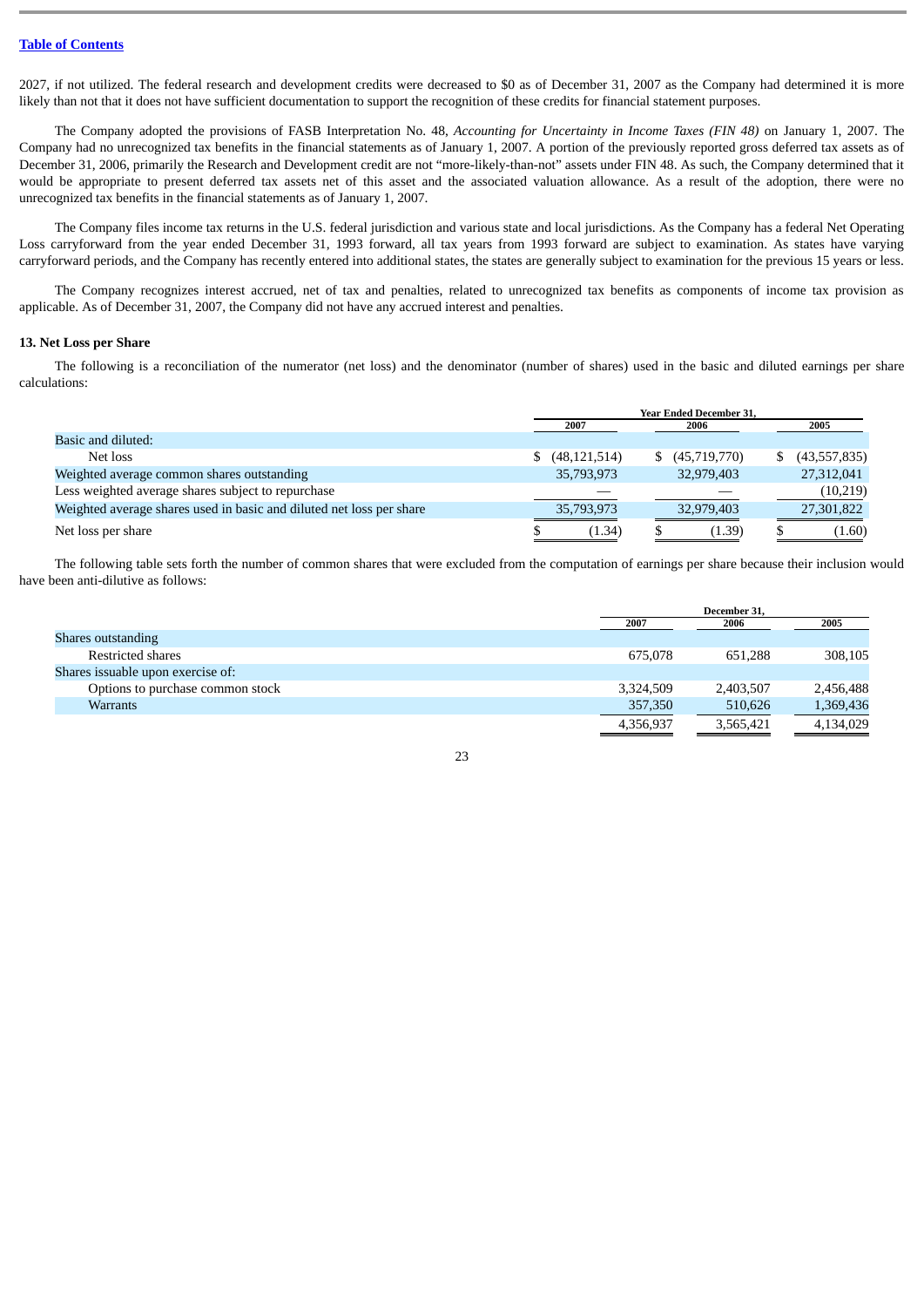2027, if not utilized. The federal research and development credits were decreased to $0 as of December 31, 2007 as the Company had determined it is more likely than not that it does not have sufficient documentation to support the recognition of these credits for financial statement purposes.

The Company adopted the provisions of FASB Interpretation No. 48, *Accounting for Uncertainty in Income Taxes (FIN 48)* on January 1, 2007. The Company had no unrecognized tax benefits in the financial statements as of January 1, 2007. A portion of the previously reported gross deferred tax assets as of December 31, 2006, primarily the Research and Development credit are not "more-likely-than-not" assets under FIN 48. As such, the Company determined that it would be appropriate to present deferred tax assets net of this asset and the associated valuation allowance. As a result of the adoption, there were no unrecognized tax benefits in the financial statements as of January 1, 2007.

The Company files income tax returns in the U.S. federal jurisdiction and various state and local jurisdictions. As the Company has a federal Net Operating Loss carryforward from the year ended December 31, 1993 forward, all tax years from 1993 forward are subject to examination. As states have varying carryforward periods, and the Company has recently entered into additional states, the states are generally subject to examination for the previous 15 years or less.

The Company recognizes interest accrued, net of tax and penalties, related to unrecognized tax benefits as components of income tax provision as applicable. As of December 31, 2007, the Company did not have any accrued interest and penalties.

### 13. Net Loss per Share

The following is a reconciliation of the numerator (net loss) and the denominator (number of shares) used in the basic and diluted earnings per share calculations:

| | Year Ended December 31, | | |
|---|---|---|---|
| | 2007 | 2006 | 2005 |
| Basic and diluted: | | | |
| Net loss | $ (48,121,514) | $ (45,719,770) | $ (43,557,835) |
| Weighted average common shares outstanding | 35,793,973 | 32,979,403 | 27,312,041 |
| Less weighted average shares subject to repurchase | — | — | (10,219) |
| Weighted average shares used in basic and diluted net loss per share | 35,793,973 | 32,979,403 | 27,301,822 |
| Net loss per share | $ (1.34) | $ (1.39) | $ (1.60) |

The following table sets forth the number of common shares that were excluded from the computation of earnings per share because their inclusion would have been anti-dilutive as follows:

| | December 31, | | |
|---|---|---|---|
| | 2007 | 2006 | 2005 |
| Shares outstanding | | | |
| Restricted shares | 675,078 | 651,288 | 308,105 |
| Shares issuable upon exercise of: | | | |
| Options to purchase common stock | 3,324,509 | 2,403,507 | 2,456,488 |
| Warrants | 357,350 | 510,626 | 1,369,436 |
| | 4,356,937 | 3,565,421 | 4,134,029 |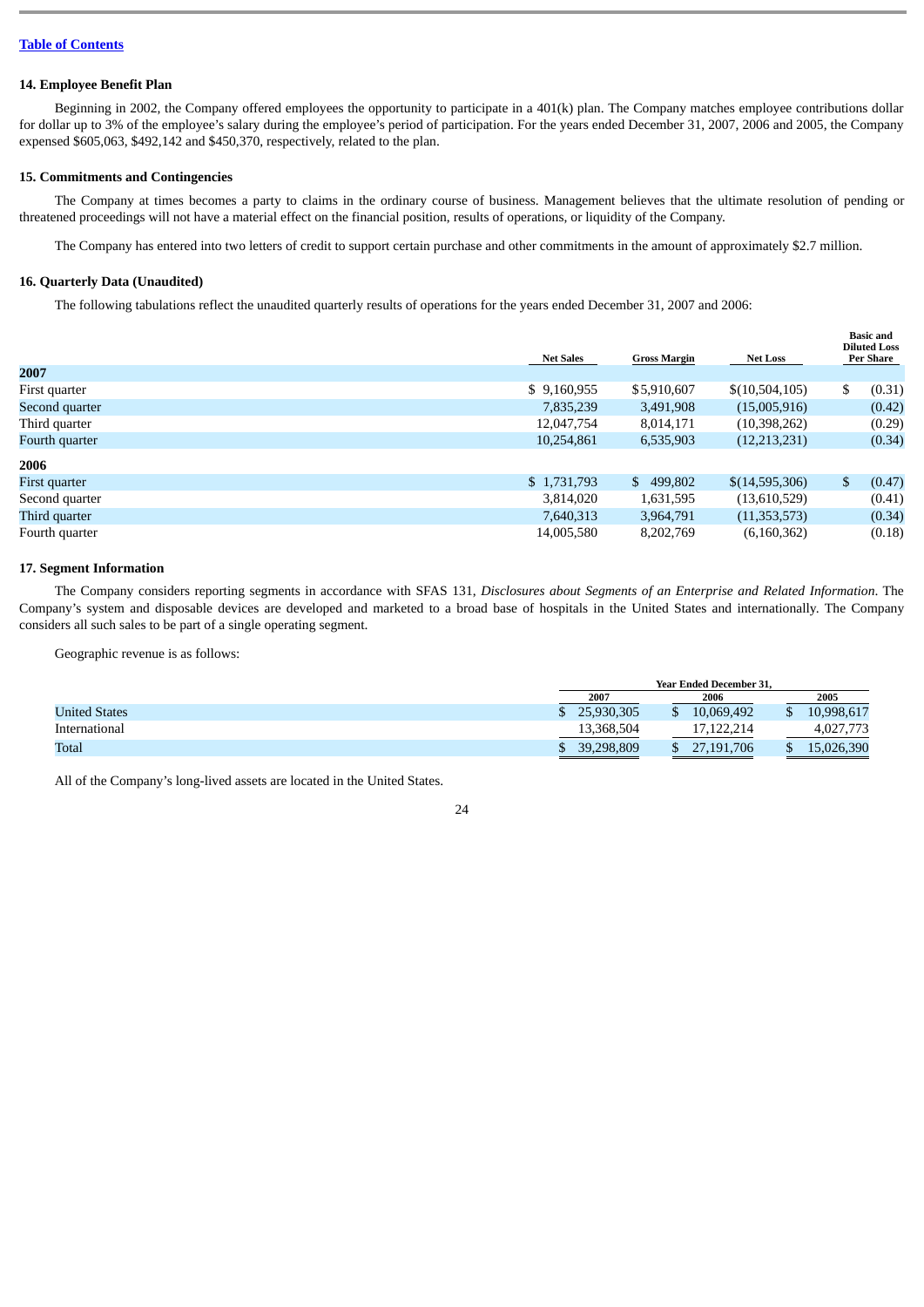[Table of Contents](#)

### 14. Employee Benefit Plan

Beginning in 2002, the Company offered employees the opportunity to participate in a 401(k) plan. The Company matches employee contributions dollar for dollar up to 3% of the employee's salary during the employee's period of participation. For the years ended December 31, 2007, 2006 and 2005, the Company expensed $605,063, $492,142 and $450,370, respectively, related to the plan.

### 15. Commitments and Contingencies

The Company at times becomes a party to claims in the ordinary course of business. Management believes that the ultimate resolution of pending or threatened proceedings will not have a material effect on the financial position, results of operations, or liquidity of the Company.

The Company has entered into two letters of credit to support certain purchase and other commitments in the amount of approximately $2.7 million.

### 16. Quarterly Data (Unaudited)

The following tabulations reflect the unaudited quarterly results of operations for the years ended December 31, 2007 and 2006:

| | Net Sales | Gross Margin | Net Loss | Basic and Diluted Loss Per Share |
|---|---|---|---|---|
| **2007** | | | | |
| First quarter | $ 9,160,955 | $5,910,607 | $(10,504,105) | $ (0.31) |
| Second quarter | 7,835,239 | 3,491,908 | (15,005,916) | (0.42) |
| Third quarter | 12,047,754 | 8,014,171 | (10,398,262) | (0.29) |
| Fourth quarter | 10,254,861 | 6,535,903 | (12,213,231) | (0.34) |
| **2006** | | | | |
| First quarter | $ 1,731,793 | $ 499,802 | $(14,595,306) | $ (0.47) |
| Second quarter | 3,814,020 | 1,631,595 | (13,610,529) | (0.41) |
| Third quarter | 7,640,313 | 3,964,791 | (11,353,573) | (0.34) |
| Fourth quarter | 14,005,580 | 8,202,769 | (6,160,362) | (0.18) |

### 17. Segment Information

The Company considers reporting segments in accordance with SFAS 131, *Disclosures about Segments of an Enterprise and Related Information*. The Company's system and disposable devices are developed and marketed to a broad base of hospitals in the United States and internationally. The Company considers all such sales to be part of a single operating segment.

Geographic revenue is as follows:

| | Year Ended December 31, | | |
|---|---|---|---|
| | 2007 | 2006 | 2005 |
| United States | $ 25,930,305 | $ 10,069,492 | $ 10,998,617 |
| International | 13,368,504 | 17,122,214 | 4,027,773 |
| Total | $ 39,298,809 | $ 27,191,706 | $ 15,026,390 |

All of the Company's long-lived assets are located in the United States.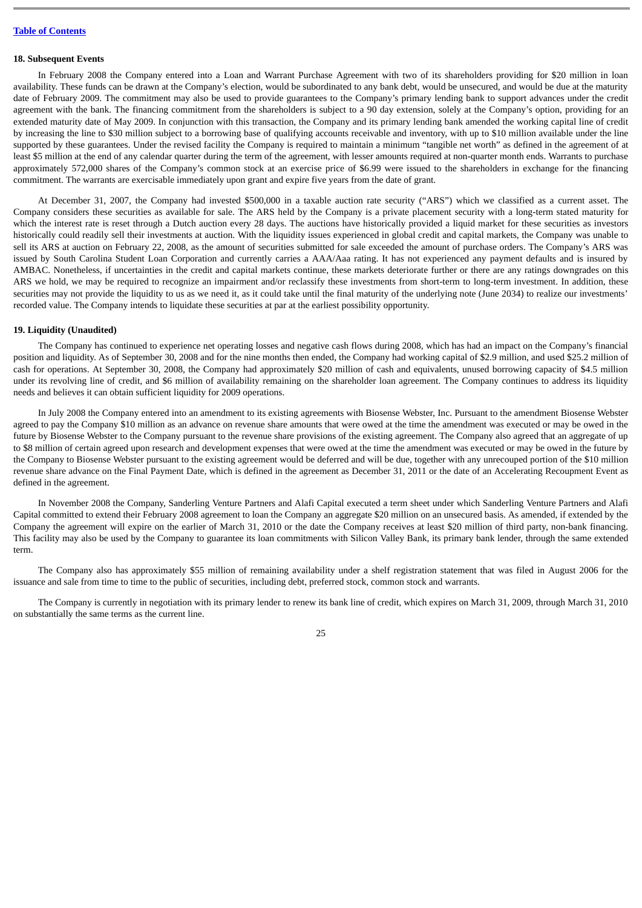### 18. Subsequent Events

In February 2008 the Company entered into a Loan and Warrant Purchase Agreement with two of its shareholders providing for $20 million in loan availability. These funds can be drawn at the Company's election, would be subordinated to any bank debt, would be unsecured, and would be due at the maturity date of February 2009. The commitment may also be used to provide guarantees to the Company's primary lending bank to support advances under the credit agreement with the bank. The financing commitment from the shareholders is subject to a 90 day extension, solely at the Company's option, providing for an extended maturity date of May 2009. In conjunction with this transaction, the Company and its primary lending bank amended the working capital line of credit by increasing the line to $30 million subject to a borrowing base of qualifying accounts receivable and inventory, with up to $10 million available under the line supported by these guarantees. Under the revised facility the Company is required to maintain a minimum "tangible net worth" as defined in the agreement of at least $5 million at the end of any calendar quarter during the term of the agreement, with lesser amounts required at non-quarter month ends. Warrants to purchase approximately 572,000 shares of the Company's common stock at an exercise price of $6.99 were issued to the shareholders in exchange for the financing commitment. The warrants are exercisable immediately upon grant and expire five years from the date of grant.

At December 31, 2007, the Company had invested $500,000 in a taxable auction rate security ("ARS") which we classified as a current asset. The Company considers these securities as available for sale. The ARS held by the Company is a private placement security with a long-term stated maturity for which the interest rate is reset through a Dutch auction every 28 days. The auctions have historically provided a liquid market for these securities as investors historically could readily sell their investments at auction. With the liquidity issues experienced in global credit and capital markets, the Company was unable to sell its ARS at auction on February 22, 2008, as the amount of securities submitted for sale exceeded the amount of purchase orders. The Company's ARS was issued by South Carolina Student Loan Corporation and currently carries a AAA/Aaa rating. It has not experienced any payment defaults and is insured by AMBAC. Nonetheless, if uncertainties in the credit and capital markets continue, these markets deteriorate further or there are any ratings downgrades on this ARS we hold, we may be required to recognize an impairment and/or reclassify these investments from short-term to long-term investment. In addition, these securities may not provide the liquidity to us as we need it, as it could take until the final maturity of the underlying note (June 2034) to realize our investments' recorded value. The Company intends to liquidate these securities at par at the earliest possibility opportunity.

### 19. Liquidity (Unaudited)

The Company has continued to experience net operating losses and negative cash flows during 2008, which has had an impact on the Company's financial position and liquidity. As of September 30, 2008 and for the nine months then ended, the Company had working capital of $2.9 million, and used $25.2 million of cash for operations. At September 30, 2008, the Company had approximately $20 million of cash and equivalents, unused borrowing capacity of $4.5 million under its revolving line of credit, and $6 million of availability remaining on the shareholder loan agreement. The Company continues to address its liquidity needs and believes it can obtain sufficient liquidity for 2009 operations.

In July 2008 the Company entered into an amendment to its existing agreements with Biosense Webster, Inc. Pursuant to the amendment Biosense Webster agreed to pay the Company $10 million as an advance on revenue share amounts that were owed at the time the amendment was executed or may be owed in the future by Biosense Webster to the Company pursuant to the revenue share provisions of the existing agreement. The Company also agreed that an aggregate of up to $8 million of certain agreed upon research and development expenses that were owed at the time the amendment was executed or may be owed in the future by the Company to Biosense Webster pursuant to the existing agreement would be deferred and will be due, together with any unrecouped portion of the $10 million revenue share advance on the Final Payment Date, which is defined in the agreement as December 31, 2011 or the date of an Accelerating Recoupment Event as defined in the agreement.

In November 2008 the Company, Sanderling Venture Partners and Alafi Capital executed a term sheet under which Sanderling Venture Partners and Alafi Capital committed to extend their February 2008 agreement to loan the Company an aggregate $20 million on an unsecured basis. As amended, if extended by the Company the agreement will expire on the earlier of March 31, 2010 or the date the Company receives at least $20 million of third party, non-bank financing. This facility may also be used by the Company to guarantee its loan commitments with Silicon Valley Bank, its primary bank lender, through the same extended term.

The Company also has approximately $55 million of remaining availability under a shelf registration statement that was filed in August 2006 for the issuance and sale from time to time to the public of securities, including debt, preferred stock, common stock and warrants.

The Company is currently in negotiation with its primary lender to renew its bank line of credit, which expires on March 31, 2009, through March 31, 2010 on substantially the same terms as the current line.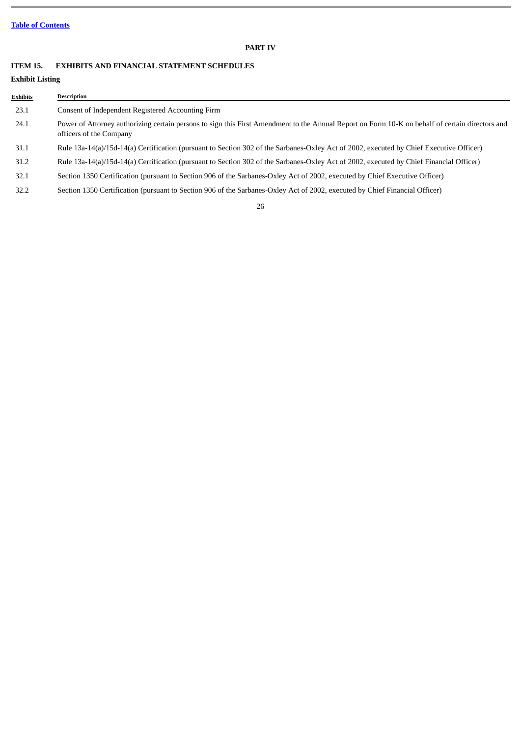# PART IV

## ITEM 15. EXHIBITS AND FINANCIAL STATEMENT SCHEDULES

### Exhibit Listing

| Exhibits | Description |
|---|---|
| 23.1 | Consent of Independent Registered Accounting Firm |
| 24.1 | Power of Attorney authorizing certain persons to sign this First Amendment to the Annual Report on Form 10-K on behalf of certain directors and officers of the Company |
| 31.1 | Rule 13a-14(a)/15d-14(a) Certification (pursuant to Section 302 of the Sarbanes-Oxley Act of 2002, executed by Chief Executive Officer) |
| 31.2 | Rule 13a-14(a)/15d-14(a) Certification (pursuant to Section 302 of the Sarbanes-Oxley Act of 2002, executed by Chief Financial Officer) |
| 32.1 | Section 1350 Certification (pursuant to Section 906 of the Sarbanes-Oxley Act of 2002, executed by Chief Executive Officer) |
| 32.2 | Section 1350 Certification (pursuant to Section 906 of the Sarbanes-Oxley Act of 2002, executed by Chief Financial Officer) |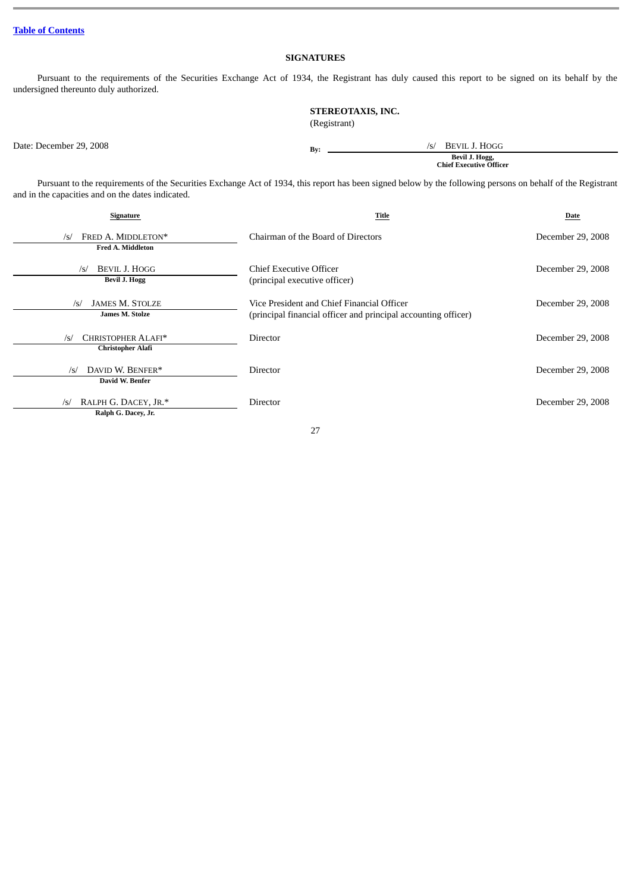[Table of Contents](#)

## SIGNATURES

Pursuant to the requirements of the Securities Exchange Act of 1934, the Registrant has duly caused this report to be signed on its behalf by the undersigned thereunto duly authorized.

**STEREOTAXIS, INC.**
(Registrant)

Date: December 29, 2008

By: /s/ BEVIL J. HOGG
**Bevil J. Hogg,**
**Chief Executive Officer**

Pursuant to the requirements of the Securities Exchange Act of 1934, this report has been signed below by the following persons on behalf of the Registrant and in the capacities and on the dates indicated.

| Signature | Title | Date |
|---|---|---|
| /s/ FRED A. MIDDLETON* <br> **Fred A. Middleton** | Chairman of the Board of Directors | December 29, 2008 |
| /s/ BEVIL J. HOGG <br> **Bevil J. Hogg** | Chief Executive Officer <br> (principal executive officer) | December 29, 2008 |
| /s/ JAMES M. STOLZE <br> **James M. Stolze** | Vice President and Chief Financial Officer <br> (principal financial officer and principal accounting officer) | December 29, 2008 |
| /s/ CHRISTOPHER ALAFI* <br> **Christopher Alafi** | Director | December 29, 2008 |
| /s/ DAVID W. BENFER* <br> **David W. Benfer** | Director | December 29, 2008 |
| /s/ RALPH G. DACEY, JR.* <br> **Ralph G. Dacey, Jr.** | Director | December 29, 2008 |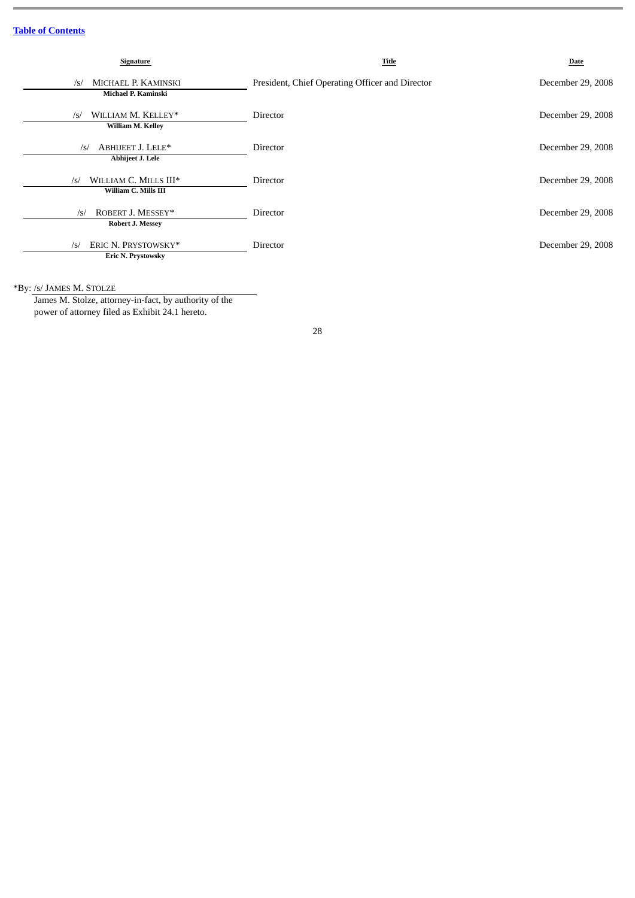[Table of Contents](#)

| Signature | Title | Date |
|---|---|---|
| /s/ MICHAEL P. KAMINSKI<br>**Michael P. Kaminski** | President, Chief Operating Officer and Director | December 29, 2008 |
| /s/ WILLIAM M. KELLEY*<br>**William M. Kelley** | Director | December 29, 2008 |
| /s/ ABHIJEET J. LELE*<br>**Abhijeet J. Lele** | Director | December 29, 2008 |
| /s/ WILLIAM C. MILLS III*<br>**William C. Mills III** | Director | December 29, 2008 |
| /s/ ROBERT J. MESSEY*<br>**Robert J. Messey** | Director | December 29, 2008 |
| /s/ ERIC N. PRYSTOWSKY*<br>**Eric N. Prystowsky** | Director | December 29, 2008 |

*By: /s/ JAMES M. STOLZE

James M. Stolze, attorney-in-fact, by authority of the power of attorney filed as Exhibit 24.1 hereto.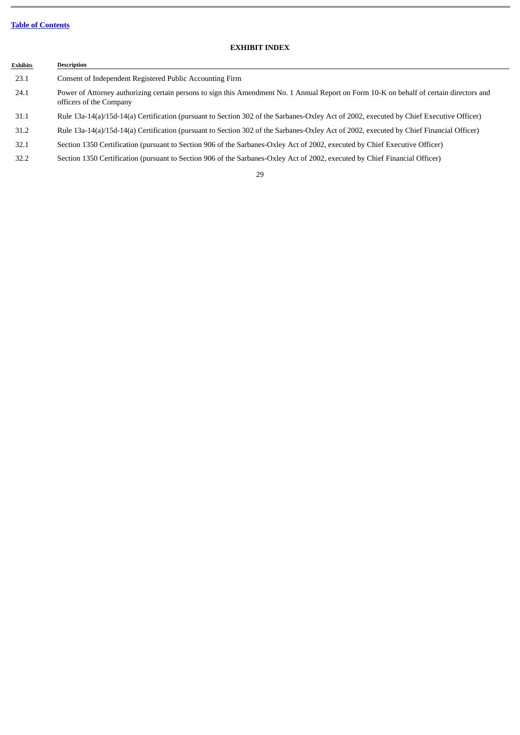[Table of Contents](#)

## EXHIBIT INDEX

| Exhibits | Description |
| --- | --- |
| 23.1 | Consent of Independent Registered Public Accounting Firm |
| 24.1 | Power of Attorney authorizing certain persons to sign this Amendment No. 1 Annual Report on Form 10-K on behalf of certain directors and officers of the Company |
| 31.1 | Rule 13a-14(a)/15d-14(a) Certification (pursuant to Section 302 of the Sarbanes-Oxley Act of 2002, executed by Chief Executive Officer) |
| 31.2 | Rule 13a-14(a)/15d-14(a) Certification (pursuant to Section 302 of the Sarbanes-Oxley Act of 2002, executed by Chief Financial Officer) |
| 32.1 | Section 1350 Certification (pursuant to Section 906 of the Sarbanes-Oxley Act of 2002, executed by Chief Executive Officer) |
| 32.2 | Section 1350 Certification (pursuant to Section 906 of the Sarbanes-Oxley Act of 2002, executed by Chief Financial Officer) |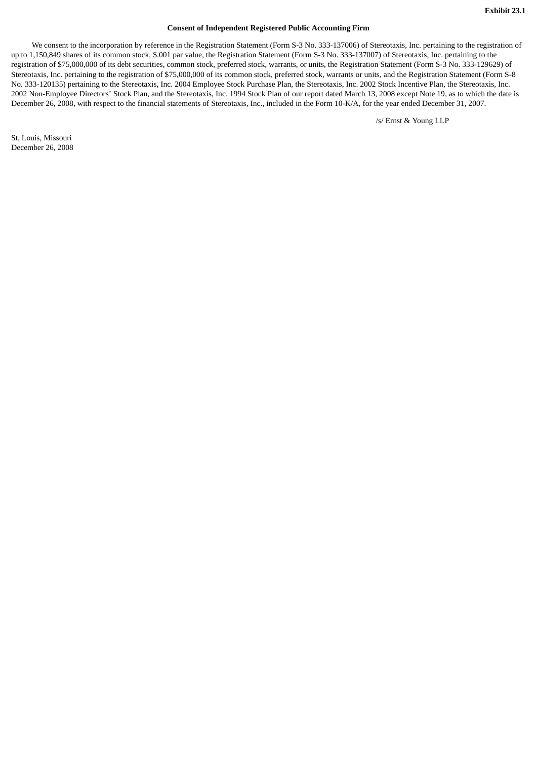**Exhibit 23.1**

**Consent of Independent Registered Public Accounting Firm**

We consent to the incorporation by reference in the Registration Statement (Form S-3 No. 333-137006) of Stereotaxis, Inc. pertaining to the registration of up to 1,150,849 shares of its common stock, $.001 par value, the Registration Statement (Form S-3 No. 333-137007) of Stereotaxis, Inc. pertaining to the registration of $75,000,000 of its debt securities, common stock, preferred stock, warrants, or units, the Registration Statement (Form S-3 No. 333-129629) of Stereotaxis, Inc. pertaining to the registration of $75,000,000 of its common stock, preferred stock, warrants or units, and the Registration Statement (Form S-8 No. 333-120135) pertaining to the Stereotaxis, Inc. 2004 Employee Stock Purchase Plan, the Stereotaxis, Inc. 2002 Stock Incentive Plan, the Stereotaxis, Inc. 2002 Non-Employee Directors' Stock Plan, and the Stereotaxis, Inc. 1994 Stock Plan of our report dated March 13, 2008 except Note 19, as to which the date is December 26, 2008, with respect to the financial statements of Stereotaxis, Inc., included in the Form 10-K/A, for the year ended December 31, 2007.

/s/ Ernst & Young LLP

St. Louis, Missouri
December 26, 2008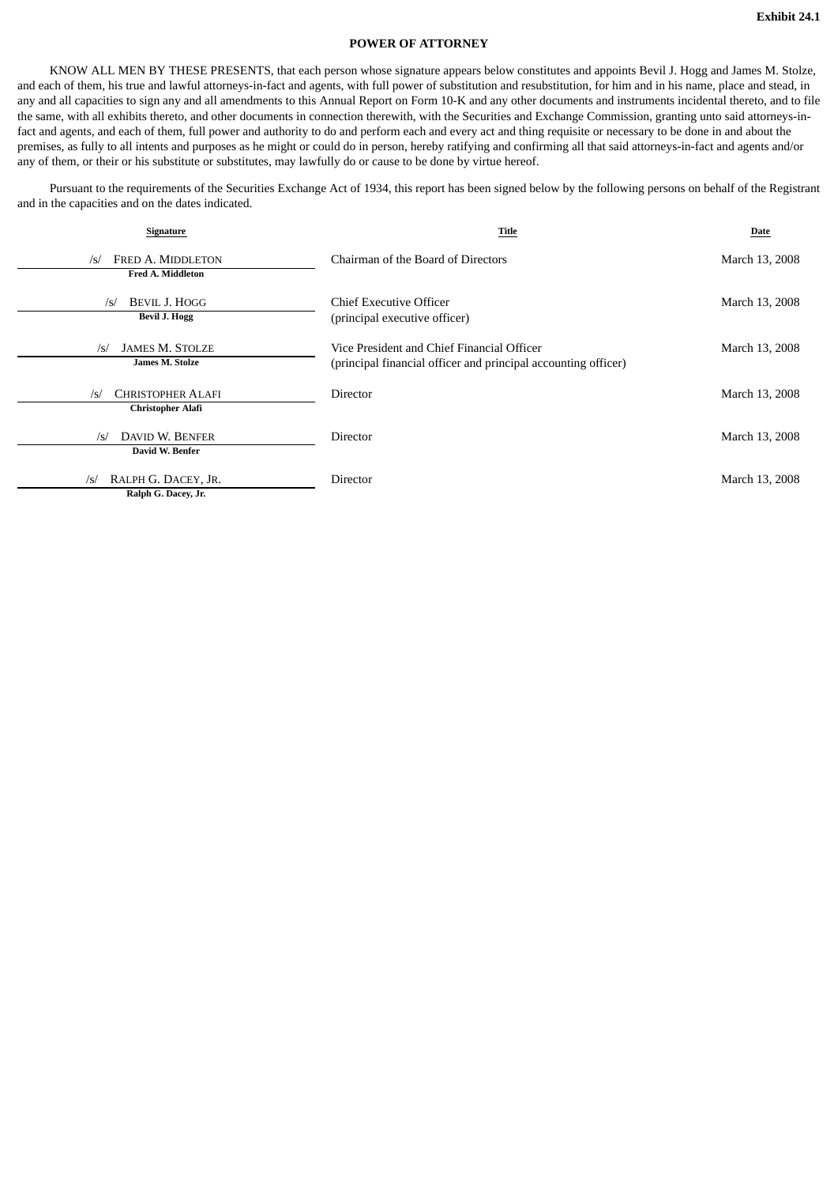**Exhibit 24.1**

# POWER OF ATTORNEY

KNOW ALL MEN BY THESE PRESENTS, that each person whose signature appears below constitutes and appoints Bevil J. Hogg and James M. Stolze, and each of them, his true and lawful attorneys-in-fact and agents, with full power of substitution and resubstitution, for him and in his name, place and stead, in any and all capacities to sign any and all amendments to this Annual Report on Form 10-K and any other documents and instruments incidental thereto, and to file the same, with all exhibits thereto, and other documents in connection therewith, with the Securities and Exchange Commission, granting unto said attorneys-in-fact and agents, and each of them, full power and authority to do and perform each and every act and thing requisite or necessary to be done in and about the premises, as fully to all intents and purposes as he might or could do in person, hereby ratifying and confirming all that said attorneys-in-fact and agents and/or any of them, or their or his substitute or substitutes, may lawfully do or cause to be done by virtue hereof.

Pursuant to the requirements of the Securities Exchange Act of 1934, this report has been signed below by the following persons on behalf of the Registrant and in the capacities and on the dates indicated.

| Signature | Title | Date |
|---|---|---|
| /s/ FRED A. MIDDLETON<br>Fred A. Middleton | Chairman of the Board of Directors | March 13, 2008 |
| /s/ BEVIL J. HOGG<br>Bevil J. Hogg | Chief Executive Officer<br>(principal executive officer) | March 13, 2008 |
| /s/ JAMES M. STOLZE<br>James M. Stolze | Vice President and Chief Financial Officer<br>(principal financial officer and principal accounting officer) | March 13, 2008 |
| /s/ CHRISTOPHER ALAFI<br>Christopher Alafi | Director | March 13, 2008 |
| /s/ DAVID W. BENFER<br>David W. Benfer | Director | March 13, 2008 |
| /s/ RALPH G. DACEY, JR.<br>Ralph G. Dacey, Jr. | Director | March 13, 2008 |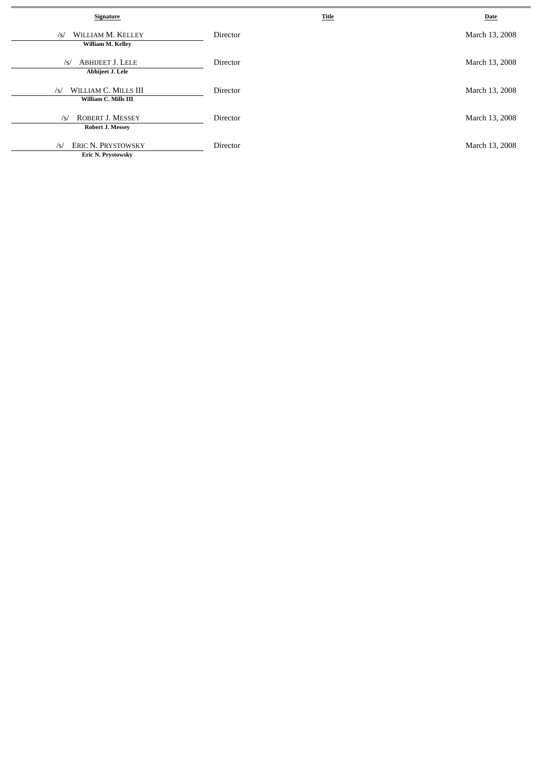| Signature | Title | Date |
| --- | --- | --- |
| /s/ WILLIAM M. KELLEY<br>**William M. Kelley** | Director | March 13, 2008 |
| /s/ ABHIJEET J. LELE<br>**Abhijeet J. Lele** | Director | March 13, 2008 |
| /s/ WILLIAM C. MILLS III<br>**William C. Mills III** | Director | March 13, 2008 |
| /s/ ROBERT J. MESSEY<br>**Robert J. Messey** | Director | March 13, 2008 |
| /s/ ERIC N. PRYSTOWSKY<br>**Eric N. Prystowsky** | Director | March 13, 2008 |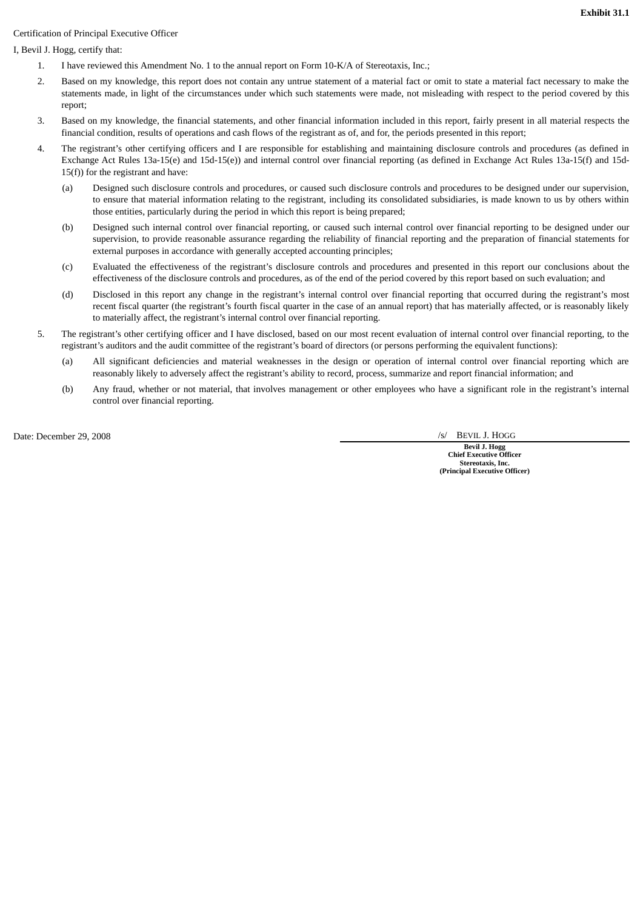**Exhibit 31.1**

Certification of Principal Executive Officer

I, Bevil J. Hogg, certify that:

1. I have reviewed this Amendment No. 1 to the annual report on Form 10-K/A of Stereotaxis, Inc.;

2. Based on my knowledge, this report does not contain any untrue statement of a material fact or omit to state a material fact necessary to make the statements made, in light of the circumstances under which such statements were made, not misleading with respect to the period covered by this report;

3. Based on my knowledge, the financial statements, and other financial information included in this report, fairly present in all material respects the financial condition, results of operations and cash flows of the registrant as of, and for, the periods presented in this report;

4. The registrant's other certifying officers and I are responsible for establishing and maintaining disclosure controls and procedures (as defined in Exchange Act Rules 13a-15(e) and 15d-15(e)) and internal control over financial reporting (as defined in Exchange Act Rules 13a-15(f) and 15d-15(f)) for the registrant and have:

   (a) Designed such disclosure controls and procedures, or caused such disclosure controls and procedures to be designed under our supervision, to ensure that material information relating to the registrant, including its consolidated subsidiaries, is made known to us by others within those entities, particularly during the period in which this report is being prepared;

   (b) Designed such internal control over financial reporting, or caused such internal control over financial reporting to be designed under our supervision, to provide reasonable assurance regarding the reliability of financial reporting and the preparation of financial statements for external purposes in accordance with generally accepted accounting principles;

   (c) Evaluated the effectiveness of the registrant's disclosure controls and procedures and presented in this report our conclusions about the effectiveness of the disclosure controls and procedures, as of the end of the period covered by this report based on such evaluation; and

   (d) Disclosed in this report any change in the registrant's internal control over financial reporting that occurred during the registrant's most recent fiscal quarter (the registrant's fourth fiscal quarter in the case of an annual report) that has materially affected, or is reasonably likely to materially affect, the registrant's internal control over financial reporting.

5. The registrant's other certifying officer and I have disclosed, based on our most recent evaluation of internal control over financial reporting, to the registrant's auditors and the audit committee of the registrant's board of directors (or persons performing the equivalent functions):

   (a) All significant deficiencies and material weaknesses in the design or operation of internal control over financial reporting which are reasonably likely to adversely affect the registrant's ability to record, process, summarize and report financial information; and

   (b) Any fraud, whether or not material, that involves management or other employees who have a significant role in the registrant's internal control over financial reporting.

Date: December 29, 2008

/s/ BEVIL J. HOGG

**Bevil J. Hogg**
**Chief Executive Officer**
**Stereotaxis, Inc.**
**(Principal Executive Officer)**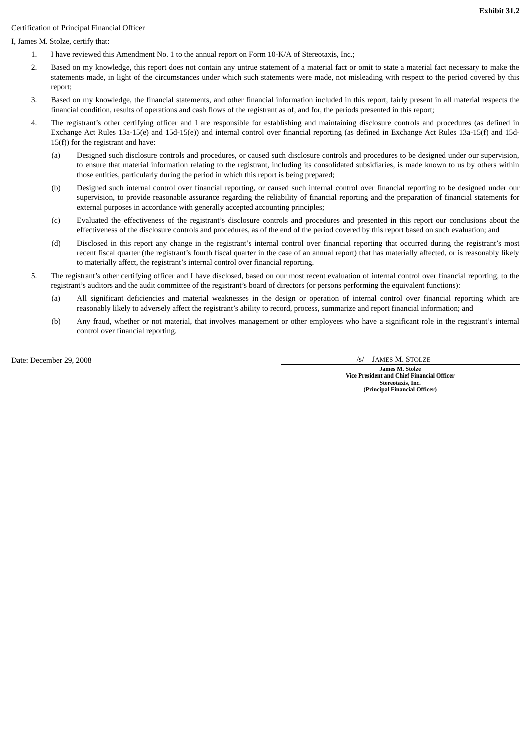**Exhibit 31.2**

Certification of Principal Financial Officer

I, James M. Stolze, certify that:

1. I have reviewed this Amendment No. 1 to the annual report on Form 10-K/A of Stereotaxis, Inc.;
2. Based on my knowledge, this report does not contain any untrue statement of a material fact or omit to state a material fact necessary to make the statements made, in light of the circumstances under which such statements were made, not misleading with respect to the period covered by this report;
3. Based on my knowledge, the financial statements, and other financial information included in this report, fairly present in all material respects the financial condition, results of operations and cash flows of the registrant as of, and for, the periods presented in this report;
4. The registrant's other certifying officer and I are responsible for establishing and maintaining disclosure controls and procedures (as defined in Exchange Act Rules 13a-15(e) and 15d-15(e)) and internal control over financial reporting (as defined in Exchange Act Rules 13a-15(f) and 15d-15(f)) for the registrant and have:
   - (a) Designed such disclosure controls and procedures, or caused such disclosure controls and procedures to be designed under our supervision, to ensure that material information relating to the registrant, including its consolidated subsidiaries, is made known to us by others within those entities, particularly during the period in which this report is being prepared;
   - (b) Designed such internal control over financial reporting, or caused such internal control over financial reporting to be designed under our supervision, to provide reasonable assurance regarding the reliability of financial reporting and the preparation of financial statements for external purposes in accordance with generally accepted accounting principles;
   - (c) Evaluated the effectiveness of the registrant's disclosure controls and procedures and presented in this report our conclusions about the effectiveness of the disclosure controls and procedures, as of the end of the period covered by this report based on such evaluation; and
   - (d) Disclosed in this report any change in the registrant's internal control over financial reporting that occurred during the registrant's most recent fiscal quarter (the registrant's fourth fiscal quarter in the case of an annual report) that has materially affected, or is reasonably likely to materially affect, the registrant's internal control over financial reporting.
5. The registrant's other certifying officer and I have disclosed, based on our most recent evaluation of internal control over financial reporting, to the registrant's auditors and the audit committee of the registrant's board of directors (or persons performing the equivalent functions):
   - (a) All significant deficiencies and material weaknesses in the design or operation of internal control over financial reporting which are reasonably likely to adversely affect the registrant's ability to record, process, summarize and report financial information; and
   - (b) Any fraud, whether or not material, that involves management or other employees who have a significant role in the registrant's internal control over financial reporting.

Date: December 29, 2008

/s/ JAMES M. STOLZE

**James M. Stolze**
**Vice President and Chief Financial Officer**
**Stereotaxis, Inc.**
**(Principal Financial Officer)**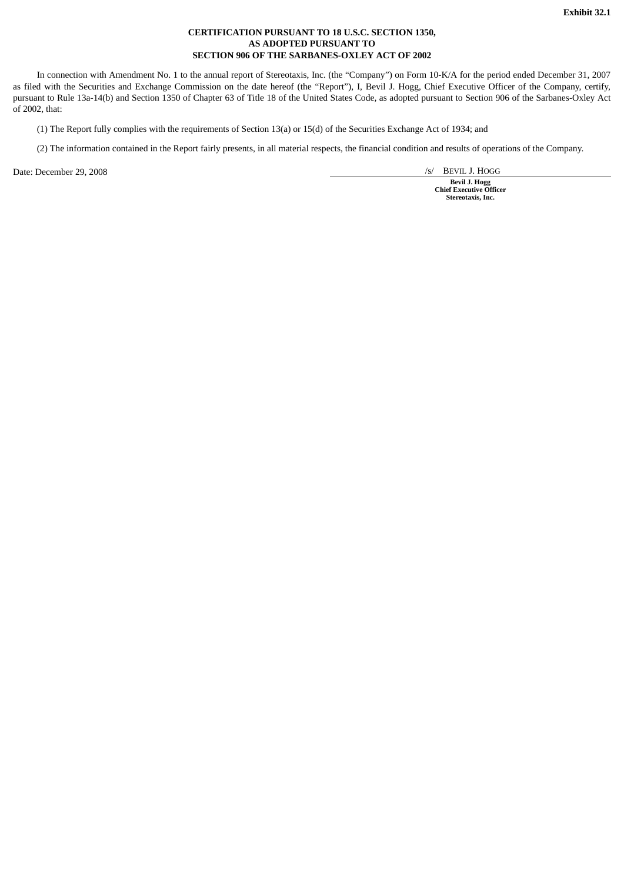**Exhibit 32.1**

**CERTIFICATION PURSUANT TO 18 U.S.C. SECTION 1350,
AS ADOPTED PURSUANT TO
SECTION 906 OF THE SARBANES-OXLEY ACT OF 2002**

In connection with Amendment No. 1 to the annual report of Stereotaxis, Inc. (the "Company") on Form 10-K/A for the period ended December 31, 2007 as filed with the Securities and Exchange Commission on the date hereof (the "Report"), I, Bevil J. Hogg, Chief Executive Officer of the Company, certify, pursuant to Rule 13a-14(b) and Section 1350 of Chapter 63 of Title 18 of the United States Code, as adopted pursuant to Section 906 of the Sarbanes-Oxley Act of 2002, that:

(1) The Report fully complies with the requirements of Section 13(a) or 15(d) of the Securities Exchange Act of 1934; and

(2) The information contained in the Report fairly presents, in all material respects, the financial condition and results of operations of the Company.

Date: December 29, 2008

/s/ BEVIL J. HOGG

**Bevil J. Hogg**
**Chief Executive Officer**
**Stereotaxis, Inc.**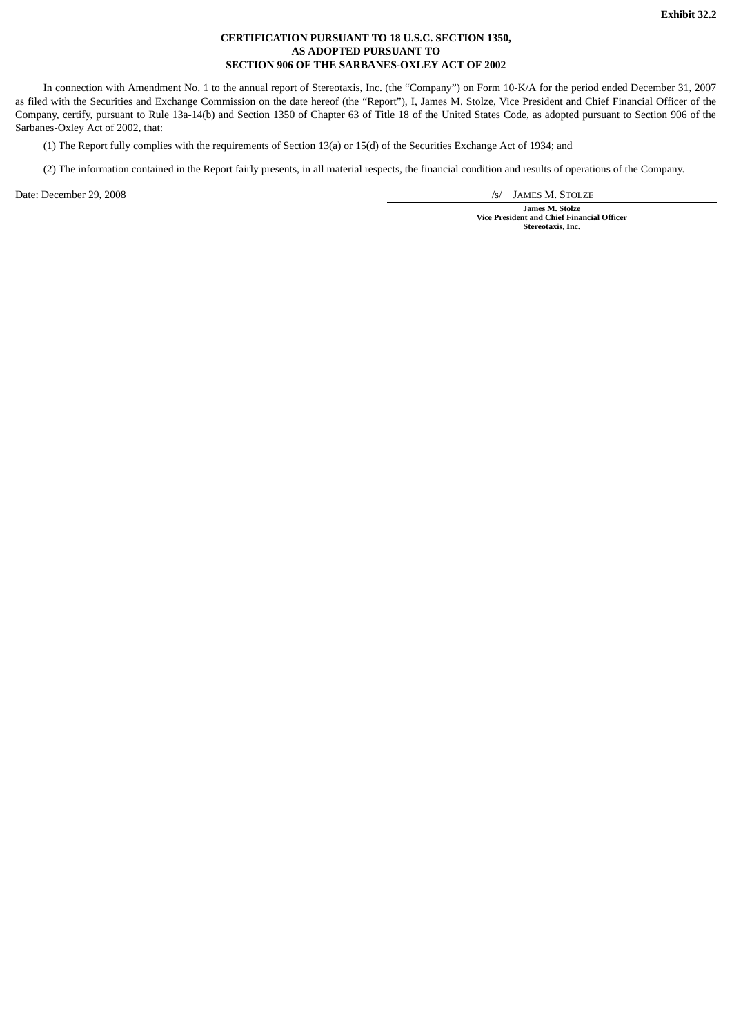**Exhibit 32.2**

**CERTIFICATION PURSUANT TO 18 U.S.C. SECTION 1350,
AS ADOPTED PURSUANT TO
SECTION 906 OF THE SARBANES-OXLEY ACT OF 2002**

In connection with Amendment No. 1 to the annual report of Stereotaxis, Inc. (the “Company”) on Form 10-K/A for the period ended December 31, 2007 as filed with the Securities and Exchange Commission on the date hereof (the “Report”), I, James M. Stolze, Vice President and Chief Financial Officer of the Company, certify, pursuant to Rule 13a-14(b) and Section 1350 of Chapter 63 of Title 18 of the United States Code, as adopted pursuant to Section 906 of the Sarbanes-Oxley Act of 2002, that:

(1) The Report fully complies with the requirements of Section 13(a) or 15(d) of the Securities Exchange Act of 1934; and

(2) The information contained in the Report fairly presents, in all material respects, the financial condition and results of operations of the Company.

Date: December 29, 2008

/s/ JAMES M. STOLZE

**James M. Stolze**
**Vice President and Chief Financial Officer**
**Stereotaxis, Inc.**